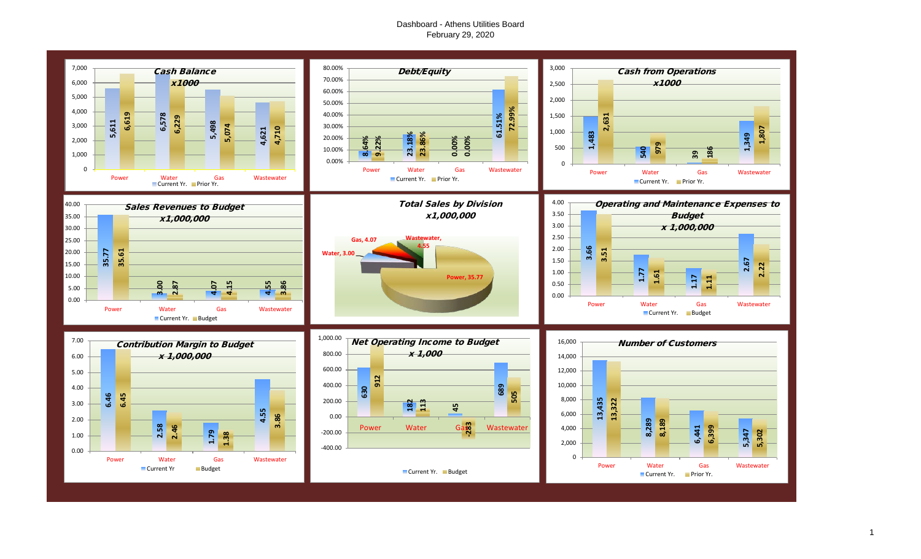# Dashboard - Athens Utilities Board
## February 29, 2020

### Cash Balance x1000

| | Current Yr. | Prior Yr. |
|---|---|---|
| Power | 5,611 | 6,619 |
| Water | 6,578 | 6,229 |
| Gas | 5,498 | 5,074 |
| Wastewater | 4,621 | 4,710 |

### Debt/Equity

| | Current Yr. | Prior Yr. |
|---|---|---|
| Power | 8.64% | 9.22% |
| Water | 23.18% | 23.86% |
| Gas | 0.00% | 0.00% |
| Wastewater | 61.51% | 72.99% |

### Cash from Operations x1000

| | Current Yr. | Prior Yr. |
|---|---|---|
| Power | 1,483 | 2,631 |
| Water | 540 | 979 |
| Gas | 39 | 186 |
| Wastewater | 1,349 | 1,807 |

### Sales Revenues to Budget x1,000,000

| | Current Yr. | Budget |
|---|---|---|
| Power | 35.77 | 35.61 |
| Water | 3.00 | 2.87 |
| Gas | 4.07 | 4.15 |
| Wastewater | 4.55 | 3.86 |

### Total Sales by Division x1,000,000

| Division | Sales |
|---|---|
| Power | 35.77 |
| Water | 3.00 |
| Gas | 4.07 |
| Wastewater | 4.55 |

### Operating and Maintenance Expenses to Budget x 1,000,000

| | Current Yr. | Budget |
|---|---|---|
| Power | 3.66 | 3.51 |
| Water | 1.77 | 1.61 |
| Gas | 1.17 | 1.11 |
| Wastewater | 2.67 | 2.22 |

### Contribution Margin to Budget x 1,000,000

| | Current Yr | Budget |
|---|---|---|
| Power | 6.46 | 6.45 |
| Water | 2.58 | 2.46 |
| Gas | 1.79 | 1.38 |
| Wastewater | 4.55 | 3.86 |

### Net Operating Income to Budget x 1,000

| | Current Yr. | Budget |
|---|---|---|
| Power | 630 | 912 |
| Water | 182 | 113 |
| Gas | 45 | -283 |
| Wastewater | 689 | 505 |

### Number of Customers

| | Current Yr. | Prior Yr. |
|---|---|---|
| Power | 13,435 | 13,322 |
| Water | 8,289 | 8,189 |
| Gas | 6,441 | 6,399 |
| Wastewater | 5,347 | 5,302 |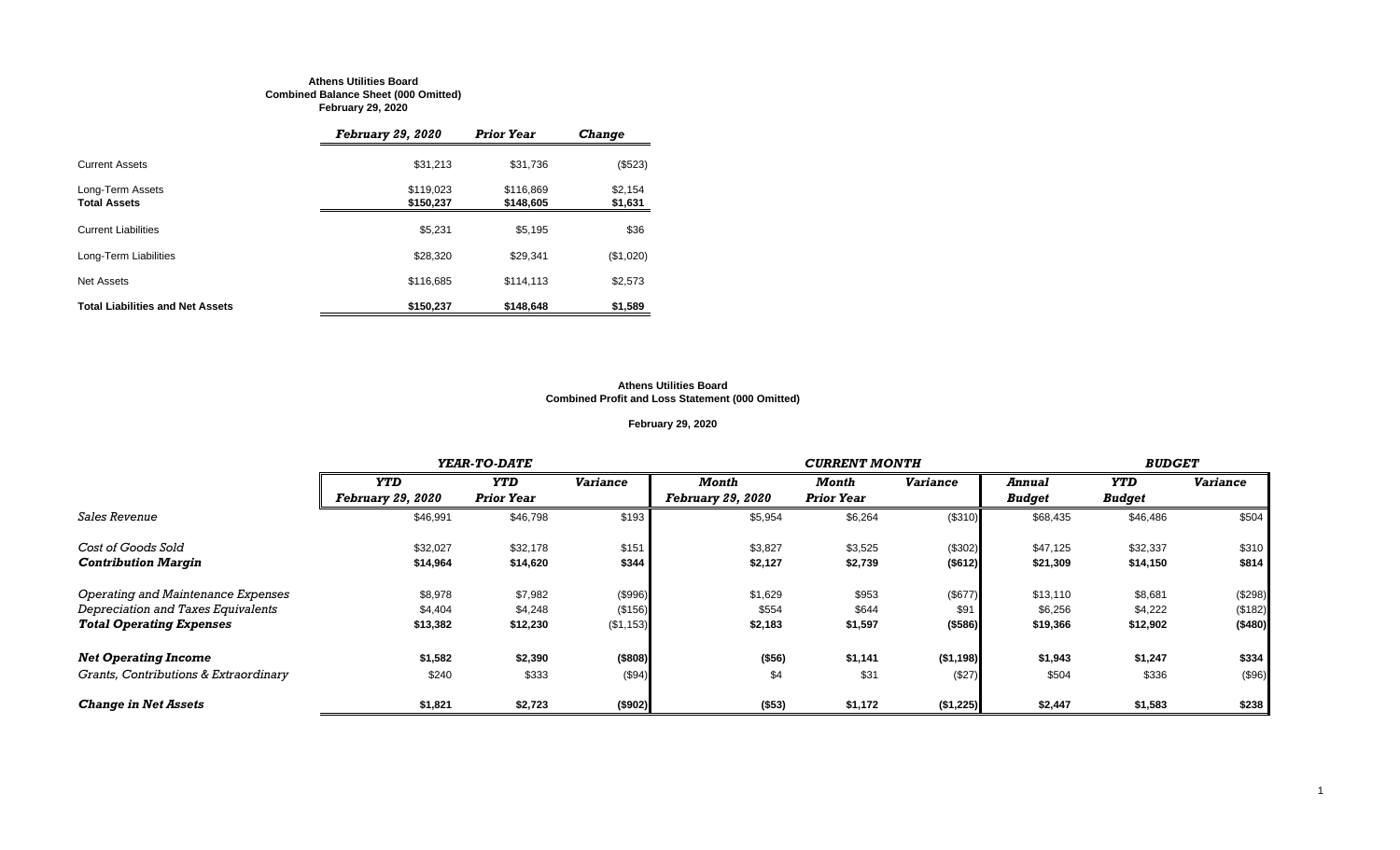**Athens Utilities Board**
**Combined Balance Sheet (000 Omitted)**
**February 29, 2020**

| | *February 29, 2020* | *Prior Year* | *Change* |
|---|---|---|---|
| Current Assets | $31,213 | $31,736 | ($523) |
| Long-Term Assets | $119,023 | $116,869 | $2,154 |
| **Total Assets** | **$150,237** | **$148,605** | **$1,631** |
| Current Liabilities | $5,231 | $5,195 | $36 |
| Long-Term Liabilities | $28,320 | $29,341 | ($1,020) |
| Net Assets | $116,685 | $114,113 | $2,573 |
| **Total Liabilities and Net Assets** | **$150,237** | **$148,648** | **$1,589** |

**Athens Utilities Board**
**Combined Profit and Loss Statement (000 Omitted)**

**February 29, 2020**

| | *YEAR-TO-DATE* | | | *CURRENT MONTH* | | | *BUDGET* | | |
|---|---|---|---|---|---|---|---|---|---|
| | *YTD February 29, 2020* | *YTD Prior Year* | *Variance* | *Month February 29, 2020* | *Month Prior Year* | *Variance* | *Annual Budget* | *YTD Budget* | *Variance* |
| *Sales Revenue* | $46,991 | $46,798 | $193 | $5,954 | $6,264 | ($310) | $68,435 | $46,486 | $504 |
| *Cost of Goods Sold* | $32,027 | $32,178 | $151 | $3,827 | $3,525 | ($302) | $47,125 | $32,337 | $310 |
| ***Contribution Margin*** | **$14,964** | **$14,620** | **$344** | **$2,127** | **$2,739** | **($612)** | **$21,309** | **$14,150** | **$814** |
| *Operating and Maintenance Expenses* | $8,978 | $7,982 | ($996) | $1,629 | $953 | ($677) | $13,110 | $8,681 | ($298) |
| *Depreciation and Taxes Equivalents* | $4,404 | $4,248 | ($156) | $554 | $644 | $91 | $6,256 | $4,222 | ($182) |
| ***Total Operating Expenses*** | **$13,382** | **$12,230** | **($1,153)** | **$2,183** | **$1,597** | **($586)** | **$19,366** | **$12,902** | **($480)** |
| ***Net Operating Income*** | **$1,582** | **$2,390** | **($808)** | **($56)** | **$1,141** | **($1,198)** | **$1,943** | **$1,247** | **$334** |
| *Grants, Contributions & Extraordinary* | $240 | $333 | ($94) | $4 | $31 | ($27) | $504 | $336 | ($96) |
| ***Change in Net Assets*** | **$1,821** | **$2,723** | **($902)** | **($53)** | **$1,172** | **($1,225)** | **$2,447** | **$1,583** | **$238** |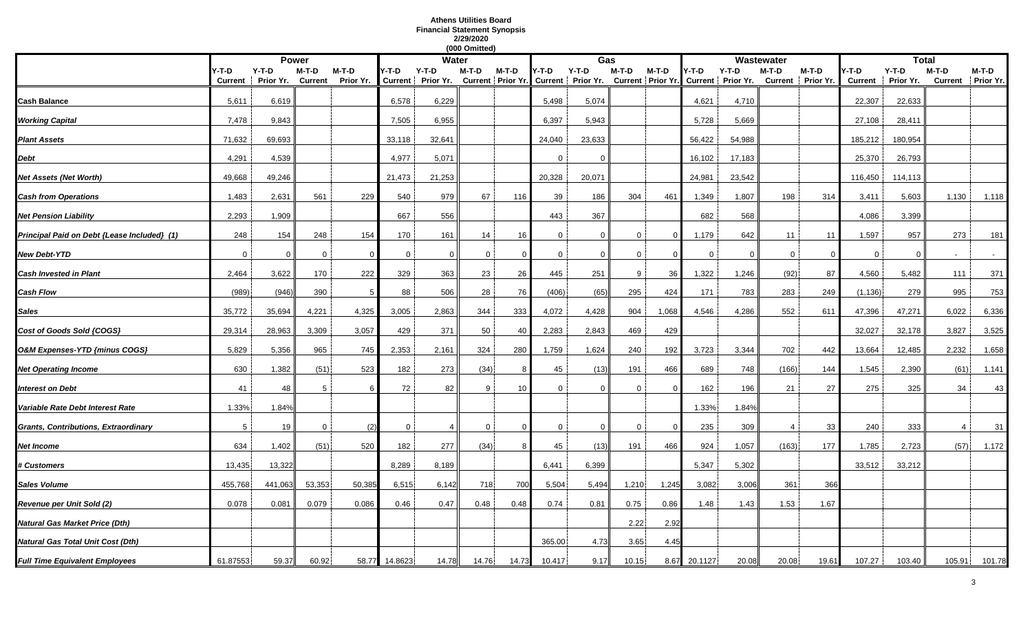**Athens Utilities Board**
**Financial Statement Synopsis**
**2/29/2020**
**(000 Omitted)**

| | Power | | | | Water | | | | Gas | | | | Wastewater | | | | Total | | | |
|---|---|---|---|---|---|---|---|---|---|---|---|---|---|---|---|---|---|---|---|---|
| | Y-T-D Current | Y-T-D Prior Yr. | M-T-D Current | M-T-D Prior Yr. | Y-T-D Current | Y-T-D Prior Yr. | M-T-D Current | M-T-D Prior Yr. | Y-T-D Current | Y-T-D Prior Yr. | M-T-D Current | M-T-D Prior Yr. | Y-T-D Current | Y-T-D Prior Yr. | M-T-D Current | M-T-D Prior Yr. | Y-T-D Current | Y-T-D Prior Yr. | M-T-D Current | M-T-D Prior Yr. |
| **Cash Balance** | 5,611 | 6,619 | | | 6,578 | 6,229 | | | 5,498 | 5,074 | | | 4,621 | 4,710 | | | 22,307 | 22,633 | | |
| ***Working Capital*** | 7,478 | 9,843 | | | 7,505 | 6,955 | | | 6,397 | 5,943 | | | 5,728 | 5,669 | | | 27,108 | 28,411 | | |
| ***Plant Assets*** | 71,632 | 69,693 | | | 33,118 | 32,641 | | | 24,040 | 23,633 | | | 56,422 | 54,988 | | | 185,212 | 180,954 | | |
| ***Debt*** | 4,291 | 4,539 | | | 4,977 | 5,071 | | | 0 | 0 | | | 16,102 | 17,183 | | | 25,370 | 26,793 | | |
| ***Net Assets (Net Worth)*** | 49,668 | 49,246 | | | 21,473 | 21,253 | | | 20,328 | 20,071 | | | 24,981 | 23,542 | | | 116,450 | 114,113 | | |
| ***Cash from Operations*** | 1,483 | 2,631 | 561 | 229 | 540 | 979 | 67 | 116 | 39 | 186 | 304 | 461 | 1,349 | 1,807 | 198 | 314 | 3,411 | 5,603 | 1,130 | 1,118 |
| ***Net Pension Liability*** | 2,293 | 1,909 | | | 667 | 556 | | | 443 | 367 | | | 682 | 568 | | | 4,086 | 3,399 | | |
| ***Principal Paid on Debt {Lease Included} (1)*** | 248 | 154 | 248 | 154 | 170 | 161 | 14 | 16 | 0 | 0 | 0 | 0 | 1,179 | 642 | 11 | 11 | 1,597 | 957 | 273 | 181 |
| ***New Debt-YTD*** | 0 | 0 | 0 | 0 | 0 | 0 | 0 | 0 | 0 | 0 | 0 | 0 | 0 | 0 | 0 | 0 | 0 | 0 | - | - |
| ***Cash Invested in Plant*** | 2,464 | 3,622 | 170 | 222 | 329 | 363 | 23 | 26 | 445 | 251 | 9 | 36 | 1,322 | 1,246 | (92) | 87 | 4,560 | 5,482 | 111 | 371 |
| ***Cash Flow*** | (989) | (946) | 390 | 5 | 88 | 506 | 28 | 76 | (406) | (65) | 295 | 424 | 171 | 783 | 283 | 249 | (1,136) | 279 | 995 | 753 |
| ***Sales*** | 35,772 | 35,694 | 4,221 | 4,325 | 3,005 | 2,863 | 344 | 333 | 4,072 | 4,428 | 904 | 1,068 | 4,546 | 4,286 | 552 | 611 | 47,396 | 47,271 | 6,022 | 6,336 |
| ***Cost of Goods Sold {COGS}*** | 29,314 | 28,963 | 3,309 | 3,057 | 429 | 371 | 50 | 40 | 2,283 | 2,843 | 469 | 429 | | | | | 32,027 | 32,178 | 3,827 | 3,525 |
| ***O&M Expenses-YTD {minus COGS}*** | 5,829 | 5,356 | 965 | 745 | 2,353 | 2,161 | 324 | 280 | 1,759 | 1,624 | 240 | 192 | 3,723 | 3,344 | 702 | 442 | 13,664 | 12,485 | 2,232 | 1,658 |
| ***Net Operating Income*** | 630 | 1,382 | (51) | 523 | 182 | 273 | (34) | 8 | 45 | (13) | 191 | 466 | 689 | 748 | (166) | 144 | 1,545 | 2,390 | (61) | 1,141 |
| ***Interest on Debt*** | 41 | 48 | 5 | 6 | 72 | 82 | 9 | 10 | 0 | 0 | 0 | 0 | 162 | 196 | 21 | 27 | 275 | 325 | 34 | 43 |
| ***Variable Rate Debt Interest Rate*** | 1.33% | 1.84% | | | | | | | | | | | 1.33% | 1.84% | | | | | | |
| ***Grants, Contributions, Extraordinary*** | 5 | 19 | 0 | (2) | 0 | 4 | 0 | 0 | 0 | 0 | 0 | 0 | 235 | 309 | 4 | 33 | 240 | 333 | 4 | 31 |
| ***Net Income*** | 634 | 1,402 | (51) | 520 | 182 | 277 | (34) | 8 | 45 | (13) | 191 | 466 | 924 | 1,057 | (163) | 177 | 1,785 | 2,723 | (57) | 1,172 |
| ***# Customers*** | 13,435 | 13,322 | | | 8,289 | 8,189 | | | 6,441 | 6,399 | | | 5,347 | 5,302 | | | 33,512 | 33,212 | | |
| ***Sales Volume*** | 455,768 | 441,063 | 53,353 | 50,385 | 6,515 | 6,142 | 718 | 700 | 5,504 | 5,494 | 1,210 | 1,245 | 3,082 | 3,006 | 361 | 366 | | | | |
| ***Revenue per Unit Sold (2)*** | 0.078 | 0.081 | 0.079 | 0.086 | 0.46 | 0.47 | 0.48 | 0.48 | 0.74 | 0.81 | 0.75 | 0.86 | 1.48 | 1.43 | 1.53 | 1.67 | | | | |
| ***Natural Gas Market Price (Dth)*** | | | | | | | | | | | 2.22 | 2.92 | | | | | | | | |
| ***Natural Gas Total Unit Cost (Dth)*** | | | | | | | | | 365.00 | 4.73 | 3.65 | 4.45 | | | | | | | | |
| ***Full Time Equivalent Employees*** | 61.87553 | 59.37 | 60.92 | 58.77 | 14.8623 | 14.78 | 14.76 | 14.73 | 10.417 | 9.17 | 10.15 | 8.67 | 20.1127 | 20.08 | 20.08 | 19.61 | 107.27 | 103.40 | 105.91 | 101.78 |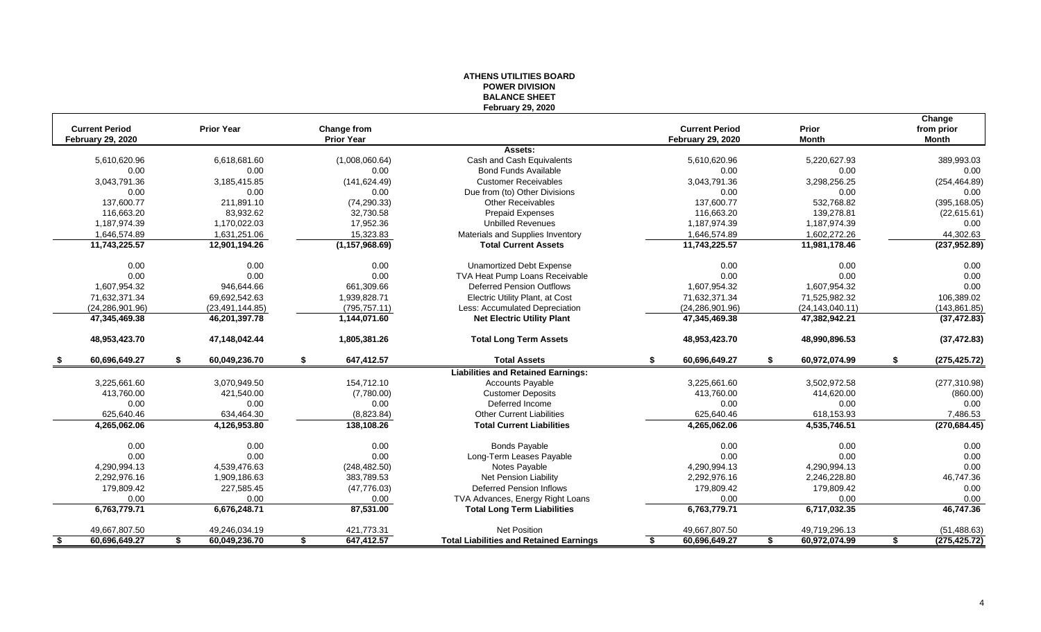# ATHENS UTILITIES BOARD
## POWER DIVISION
## BALANCE SHEET
### February 29, 2020

| Current Period February 29, 2020 | Prior Year | Change from Prior Year | | Current Period February 29, 2020 | Prior Month | Change from prior Month |
|---|---|---|---|---|---|---|
| | | | **Assets:** | | | |
| 5,610,620.96 | 6,618,681.60 | (1,008,060.64) | Cash and Cash Equivalents | 5,610,620.96 | 5,220,627.93 | 389,993.03 |
| 0.00 | 0.00 | 0.00 | Bond Funds Available | 0.00 | 0.00 | 0.00 |
| 3,043,791.36 | 3,185,415.85 | (141,624.49) | Customer Receivables | 3,043,791.36 | 3,298,256.25 | (254,464.89) |
| 0.00 | 0.00 | 0.00 | Due from (to) Other Divisions | 0.00 | 0.00 | 0.00 |
| 137,600.77 | 211,891.10 | (74,290.33) | Other Receivables | 137,600.77 | 532,768.82 | (395,168.05) |
| 116,663.20 | 83,932.62 | 32,730.58 | Prepaid Expenses | 116,663.20 | 139,278.81 | (22,615.61) |
| 1,187,974.39 | 1,170,022.03 | 17,952.36 | Unbilled Revenues | 1,187,974.39 | 1,187,974.39 | 0.00 |
| 1,646,574.89 | 1,631,251.06 | 15,323.83 | Materials and Supplies Inventory | 1,646,574.89 | 1,602,272.26 | 44,302.63 |
| **11,743,225.57** | **12,901,194.26** | **(1,157,968.69)** | **Total Current Assets** | **11,743,225.57** | **11,981,178.46** | **(237,952.89)** |
| 0.00 | 0.00 | 0.00 | Unamortized Debt Expense | 0.00 | 0.00 | 0.00 |
| 0.00 | 0.00 | 0.00 | TVA Heat Pump Loans Receivable | 0.00 | 0.00 | 0.00 |
| 1,607,954.32 | 946,644.66 | 661,309.66 | Deferred Pension Outflows | 1,607,954.32 | 1,607,954.32 | 0.00 |
| 71,632,371.34 | 69,692,542.63 | 1,939,828.71 | Electric Utility Plant, at Cost | 71,632,371.34 | 71,525,982.32 | 106,389.02 |
| (24,286,901.96) | (23,491,144.85) | (795,757.11) | Less: Accumulated Depreciation | (24,286,901.96) | (24,143,040.11) | (143,861.85) |
| **47,345,469.38** | **46,201,397.78** | **1,144,071.60** | **Net Electric Utility Plant** | **47,345,469.38** | **47,382,942.21** | **(37,472.83)** |
| **48,953,423.70** | **47,148,042.44** | **1,805,381.26** | **Total Long Term Assets** | **48,953,423.70** | **48,990,896.53** | **(37,472.83)** |
| **$ 60,696,649.27** | **$ 60,049,236.70** | **$ 647,412.57** | **Total Assets** | **$ 60,696,649.27** | **$ 60,972,074.99** | **$ (275,425.72)** |
| | | | **Liabilities and Retained Earnings:** | | | |
| 3,225,661.60 | 3,070,949.50 | 154,712.10 | Accounts Payable | 3,225,661.60 | 3,502,972.58 | (277,310.98) |
| 413,760.00 | 421,540.00 | (7,780.00) | Customer Deposits | 413,760.00 | 414,620.00 | (860.00) |
| 0.00 | 0.00 | 0.00 | Deferred Income | 0.00 | 0.00 | 0.00 |
| 625,640.46 | 634,464.30 | (8,823.84) | Other Current Liabilities | 625,640.46 | 618,153.93 | 7,486.53 |
| **4,265,062.06** | **4,126,953.80** | **138,108.26** | **Total Current Liabilities** | **4,265,062.06** | **4,535,746.51** | **(270,684.45)** |
| 0.00 | 0.00 | 0.00 | Bonds Payable | 0.00 | 0.00 | 0.00 |
| 0.00 | 0.00 | 0.00 | Long-Term Leases Payable | 0.00 | 0.00 | 0.00 |
| 4,290,994.13 | 4,539,476.63 | (248,482.50) | Notes Payable | 4,290,994.13 | 4,290,994.13 | 0.00 |
| 2,292,976.16 | 1,909,186.63 | 383,789.53 | Net Pension Liability | 2,292,976.16 | 2,246,228.80 | 46,747.36 |
| 179,809.42 | 227,585.45 | (47,776.03) | Deferred Pension Inflows | 179,809.42 | 179,809.42 | 0.00 |
| 0.00 | 0.00 | 0.00 | TVA Advances, Energy Right Loans | 0.00 | 0.00 | 0.00 |
| **6,763,779.71** | **6,676,248.71** | **87,531.00** | **Total Long Term Liabilities** | **6,763,779.71** | **6,717,032.35** | **46,747.36** |
| 49,667,807.50 | 49,246,034.19 | 421,773.31 | Net Position | 49,667,807.50 | 49,719,296.13 | (51,488.63) |
| **$ 60,696,649.27** | **$ 60,049,236.70** | **$ 647,412.57** | **Total Liabilities and Retained Earnings** | **$ 60,696,649.27** | **$ 60,972,074.99** | **$ (275,425.72)** |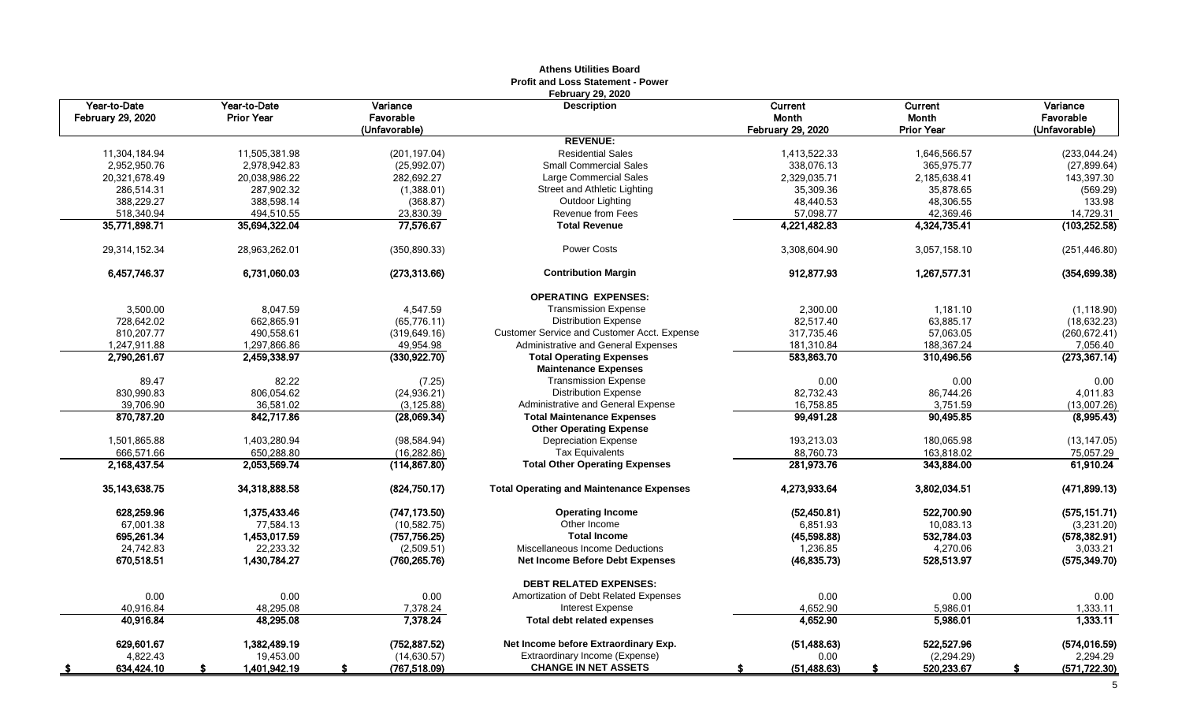**Athens Utilities Board**
**Profit and Loss Statement - Power**
**February 29, 2020**

| Year-to-Date February 29, 2020 | Year-to-Date Prior Year | Variance Favorable (Unfavorable) | Description | Current Month February 29, 2020 | Current Month Prior Year | Variance Favorable (Unfavorable) |
|---|---|---|---|---|---|---|
| | | | **REVENUE:** | | | |
| 11,304,184.94 | 11,505,381.98 | (201,197.04) | Residential Sales | 1,413,522.33 | 1,646,566.57 | (233,044.24) |
| 2,952,950.76 | 2,978,942.83 | (25,992.07) | Small Commercial Sales | 338,076.13 | 365,975.77 | (27,899.64) |
| 20,321,678.49 | 20,038,986.22 | 282,692.27 | Large Commercial Sales | 2,329,035.71 | 2,185,638.41 | 143,397.30 |
| 286,514.31 | 287,902.32 | (1,388.01) | Street and Athletic Lighting | 35,309.36 | 35,878.65 | (569.29) |
| 388,229.27 | 388,598.14 | (368.87) | Outdoor Lighting | 48,440.53 | 48,306.55 | 133.98 |
| 518,340.94 | 494,510.55 | 23,830.39 | Revenue from Fees | 57,098.77 | 42,369.46 | 14,729.31 |
| **35,771,898.71** | **35,694,322.04** | **77,576.67** | **Total Revenue** | **4,221,482.83** | **4,324,735.41** | **(103,252.58)** |
| 29,314,152.34 | 28,963,262.01 | (350,890.33) | Power Costs | 3,308,604.90 | 3,057,158.10 | (251,446.80) |
| **6,457,746.37** | **6,731,060.03** | **(273,313.66)** | **Contribution Margin** | **912,877.93** | **1,267,577.31** | **(354,699.38)** |
| | | | **OPERATING EXPENSES:** | | | |
| 3,500.00 | 8,047.59 | 4,547.59 | Transmission Expense | 2,300.00 | 1,181.10 | (1,118.90) |
| 728,642.02 | 662,865.91 | (65,776.11) | Distribution Expense | 82,517.40 | 63,885.17 | (18,632.23) |
| 810,207.77 | 490,558.61 | (319,649.16) | Customer Service and Customer Acct. Expense | 317,735.46 | 57,063.05 | (260,672.41) |
| 1,247,911.88 | 1,297,866.86 | 49,954.98 | Administrative and General Expenses | 181,310.84 | 188,367.24 | 7,056.40 |
| **2,790,261.67** | **2,459,338.97** | **(330,922.70)** | **Total Operating Expenses** | **583,863.70** | **310,496.56** | **(273,367.14)** |
| | | | **Maintenance Expenses** | | | |
| 89.47 | 82.22 | (7.25) | Transmission Expense | 0.00 | 0.00 | 0.00 |
| 830,990.83 | 806,054.62 | (24,936.21) | Distribution Expense | 82,732.43 | 86,744.26 | 4,011.83 |
| 39,706.90 | 36,581.02 | (3,125.88) | Administrative and General Expense | 16,758.85 | 3,751.59 | (13,007.26) |
| **870,787.20** | **842,717.86** | **(28,069.34)** | **Total Maintenance Expenses** | **99,491.28** | **90,495.85** | **(8,995.43)** |
| | | | **Other Operating Expense** | | | |
| 1,501,865.88 | 1,403,280.94 | (98,584.94) | Depreciation Expense | 193,213.03 | 180,065.98 | (13,147.05) |
| 666,571.66 | 650,288.80 | (16,282.86) | Tax Equivalents | 88,760.73 | 163,818.02 | 75,057.29 |
| **2,168,437.54** | **2,053,569.74** | **(114,867.80)** | **Total Other Operating Expenses** | **281,973.76** | **343,884.00** | **61,910.24** |
| **35,143,638.75** | **34,318,888.58** | **(824,750.17)** | **Total Operating and Maintenance Expenses** | **4,273,933.64** | **3,802,034.51** | **(471,899.13)** |
| **628,259.96** | **1,375,433.46** | **(747,173.50)** | **Operating Income** | **(52,450.81)** | **522,700.90** | **(575,151.71)** |
| 67,001.38 | 77,584.13 | (10,582.75) | Other Income | 6,851.93 | 10,083.13 | (3,231.20) |
| **695,261.34** | **1,453,017.59** | **(757,756.25)** | **Total Income** | **(45,598.88)** | **532,784.03** | **(578,382.91)** |
| 24,742.83 | 22,233.32 | (2,509.51) | Miscellaneous Income Deductions | 1,236.85 | 4,270.06 | 3,033.21 |
| **670,518.51** | **1,430,784.27** | **(760,265.76)** | **Net Income Before Debt Expenses** | **(46,835.73)** | **528,513.97** | **(575,349.70)** |
| | | | **DEBT RELATED EXPENSES:** | | | |
| 0.00 | 0.00 | 0.00 | Amortization of Debt Related Expenses | 0.00 | 0.00 | 0.00 |
| 40,916.84 | 48,295.08 | 7,378.24 | Interest Expense | 4,652.90 | 5,986.01 | 1,333.11 |
| **40,916.84** | **48,295.08** | **7,378.24** | **Total debt related expenses** | **4,652.90** | **5,986.01** | **1,333.11** |
| **629,601.67** | **1,382,489.19** | **(752,887.52)** | **Net Income before Extraordinary Exp.** | **(51,488.63)** | **522,527.96** | **(574,016.59)** |
| 4,822.43 | 19,453.00 | (14,630.57) | Extraordinary Income (Expense) | 0.00 | (2,294.29) | 2,294.29 |
| **$ 634,424.10** | **$ 1,401,942.19** | **$ (767,518.09)** | **CHANGE IN NET ASSETS** | **$ (51,488.63)** | **$ 520,233.67** | **$ (571,722.30)** |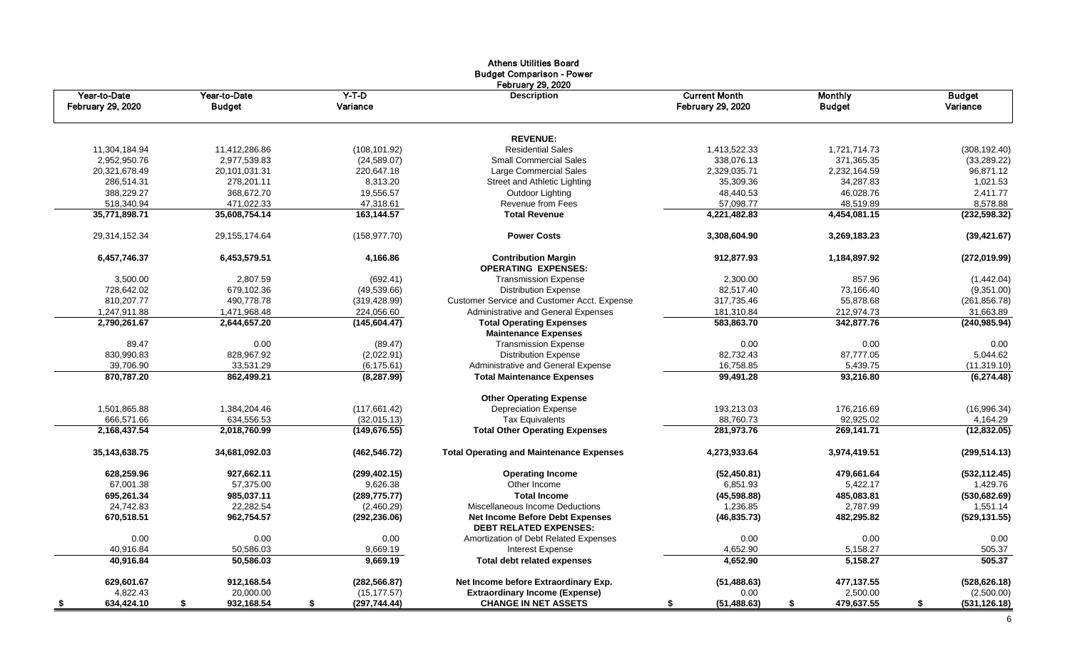# Athens Utilities Board
## Budget Comparison - Power
### February 29, 2020

| Year-to-Date February 29, 2020 | Year-to-Date Budget | Y-T-D Variance | Description | Current Month February 29, 2020 | Monthly Budget | Budget Variance |
|---|---|---|---|---|---|---|
| | | | **REVENUE:** | | | |
| 11,304,184.94 | 11,412,286.86 | (108,101.92) | Residential Sales | 1,413,522.33 | 1,721,714.73 | (308,192.40) |
| 2,952,950.76 | 2,977,539.83 | (24,589.07) | Small Commercial Sales | 338,076.13 | 371,365.35 | (33,289.22) |
| 20,321,678.49 | 20,101,031.31 | 220,647.18 | Large Commercial Sales | 2,329,035.71 | 2,232,164.59 | 96,871.12 |
| 286,514.31 | 278,201.11 | 8,313.20 | Street and Athletic Lighting | 35,309.36 | 34,287.83 | 1,021.53 |
| 388,229.27 | 368,672.70 | 19,556.57 | Outdoor Lighting | 48,440.53 | 46,028.76 | 2,411.77 |
| 518,340.94 | 471,022.33 | 47,318.61 | Revenue from Fees | 57,098.77 | 48,519.89 | 8,578.88 |
| **35,771,898.71** | **35,608,754.14** | **163,144.57** | **Total Revenue** | **4,221,482.83** | **4,454,081.15** | **(232,598.32)** |
| 29,314,152.34 | 29,155,174.64 | (158,977.70) | **Power Costs** | 3,308,604.90 | 3,269,183.23 | **(39,421.67)** |
| **6,457,746.37** | **6,453,579.51** | **4,166.86** | **Contribution Margin** | **912,877.93** | **1,184,897.92** | **(272,019.99)** |
| | | | **OPERATING EXPENSES:** | | | |
| 3,500.00 | 2,807.59 | (692.41) | Transmission Expense | 2,300.00 | 857.96 | (1,442.04) |
| 728,642.02 | 679,102.36 | (49,539.66) | Distribution Expense | 82,517.40 | 73,166.40 | (9,351.00) |
| 810,207.77 | 490,778.78 | (319,428.99) | Customer Service and Customer Acct. Expense | 317,735.46 | 55,878.68 | (261,856.78) |
| 1,247,911.88 | 1,471,968.48 | 224,056.60 | Administrative and General Expenses | 181,310.84 | 212,974.73 | 31,663.89 |
| **2,790,261.67** | **2,644,657.20** | **(145,604.47)** | **Total Operating Expenses** | **583,863.70** | **342,877.76** | **(240,985.94)** |
| | | | **Maintenance Expenses** | | | |
| 89.47 | 0.00 | (89.47) | Transmission Expense | 0.00 | 0.00 | 0.00 |
| 830,990.83 | 828,967.92 | (2,022.91) | Distribution Expense | 82,732.43 | 87,777.05 | 5,044.62 |
| 39,706.90 | 33,531.29 | (6,175.61) | Administrative and General Expense | 16,758.85 | 5,439.75 | (11,319.10) |
| **870,787.20** | **862,499.21** | **(8,287.99)** | **Total Maintenance Expenses** | **99,491.28** | **93,216.80** | **(6,274.48)** |
| | | | **Other Operating Expense** | | | |
| 1,501,865.88 | 1,384,204.46 | (117,661.42) | Depreciation Expense | 193,213.03 | 176,216.69 | (16,996.34) |
| 666,571.66 | 634,556.53 | (32,015.13) | Tax Equivalents | 88,760.73 | 92,925.02 | 4,164.29 |
| **2,168,437.54** | **2,018,760.99** | **(149,676.55)** | **Total Other Operating Expenses** | **281,973.76** | **269,141.71** | **(12,832.05)** |
| **35,143,638.75** | **34,681,092.03** | **(462,546.72)** | **Total Operating and Maintenance Expenses** | **4,273,933.64** | **3,974,419.51** | **(299,514.13)** |
| **628,259.96** | **927,662.11** | **(299,402.15)** | **Operating Income** | **(52,450.81)** | **479,661.64** | **(532,112.45)** |
| 67,001.38 | 57,375.00 | 9,626.38 | Other Income | 6,851.93 | 5,422.17 | 1,429.76 |
| **695,261.34** | **985,037.11** | **(289,775.77)** | **Total Income** | **(45,598.88)** | **485,083.81** | **(530,682.69)** |
| 24,742.83 | 22,282.54 | (2,460.29) | Miscellaneous Income Deductions | 1,236.85 | 2,787.99 | 1,551.14 |
| **670,518.51** | **962,754.57** | **(292,236.06)** | **Net Income Before Debt Expenses** | **(46,835.73)** | **482,295.82** | **(529,131.55)** |
| | | | **DEBT RELATED EXPENSES:** | | | |
| 0.00 | 0.00 | 0.00 | Amortization of Debt Related Expenses | 0.00 | 0.00 | 0.00 |
| 40,916.84 | 50,586.03 | 9,669.19 | Interest Expense | 4,652.90 | 5,158.27 | 505.37 |
| **40,916.84** | **50,586.03** | **9,669.19** | **Total debt related expenses** | **4,652.90** | **5,158.27** | **505.37** |
| **629,601.67** | **912,168.54** | **(282,566.87)** | **Net Income before Extraordinary Exp.** | **(51,488.63)** | **477,137.55** | **(528,626.18)** |
| 4,822.43 | 20,000.00 | (15,177.57) | **Extraordinary Income (Expense)** | 0.00 | 2,500.00 | (2,500.00) |
| **$ 634,424.10** | **$ 932,168.54** | **$ (297,744.44)** | **CHANGE IN NET ASSETS** | **$ (51,488.63)** | **$ 479,637.55** | **$ (531,126.18)** |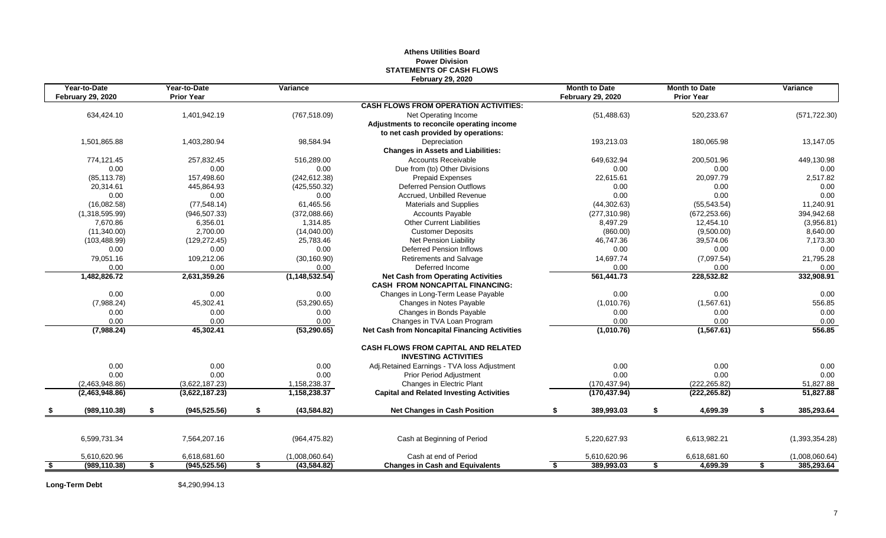# Athens Utilities Board
## Power Division
## STATEMENTS OF CASH FLOWS
### February 29, 2020

| Year-to-Date February 29, 2020 | Year-to-Date Prior Year | Variance | | Month to Date February 29, 2020 | Month to Date Prior Year | Variance |
|---|---|---|---|---|---|---|
| | | | **CASH FLOWS FROM OPERATION ACTIVITIES:** | | | |
| 634,424.10 | 1,401,942.19 | (767,518.09) | Net Operating Income | (51,488.63) | 520,233.67 | (571,722.30) |
| | | | **Adjustments to reconcile operating income to net cash provided by operations:** | | | |
| 1,501,865.88 | 1,403,280.94 | 98,584.94 | Depreciation | 193,213.03 | 180,065.98 | 13,147.05 |
| | | | **Changes in Assets and Liabilities:** | | | |
| 774,121.45 | 257,832.45 | 516,289.00 | Accounts Receivable | 649,632.94 | 200,501.96 | 449,130.98 |
| 0.00 | 0.00 | 0.00 | Due from (to) Other Divisions | 0.00 | 0.00 | 0.00 |
| (85,113.78) | 157,498.60 | (242,612.38) | Prepaid Expenses | 22,615.61 | 20,097.79 | 2,517.82 |
| 20,314.61 | 445,864.93 | (425,550.32) | Deferred Pension Outflows | 0.00 | 0.00 | 0.00 |
| 0.00 | 0.00 | 0.00 | Accrued, Unbilled Revenue | 0.00 | 0.00 | 0.00 |
| (16,082.58) | (77,548.14) | 61,465.56 | Materials and Supplies | (44,302.63) | (55,543.54) | 11,240.91 |
| (1,318,595.99) | (946,507.33) | (372,088.66) | Accounts Payable | (277,310.98) | (672,253.66) | 394,942.68 |
| 7,670.86 | 6,356.01 | 1,314.85 | Other Current Liabilities | 8,497.29 | 12,454.10 | (3,956.81) |
| (11,340.00) | 2,700.00 | (14,040.00) | Customer Deposits | (860.00) | (9,500.00) | 8,640.00 |
| (103,488.99) | (129,272.45) | 25,783.46 | Net Pension Liability | 46,747.36 | 39,574.06 | 7,173.30 |
| 0.00 | 0.00 | 0.00 | Deferred Pension Inflows | 0.00 | 0.00 | 0.00 |
| 79,051.16 | 109,212.06 | (30,160.90) | Retirements and Salvage | 14,697.74 | (7,097.54) | 21,795.28 |
| 0.00 | 0.00 | 0.00 | Deferred Income | 0.00 | 0.00 | 0.00 |
| **1,482,826.72** | **2,631,359.26** | **(1,148,532.54)** | **Net Cash from Operating Activities** | **561,441.73** | **228,532.82** | **332,908.91** |
| | | | **CASH FROM NONCAPITAL FINANCING:** | | | |
| 0.00 | 0.00 | 0.00 | Changes in Long-Term Lease Payable | 0.00 | 0.00 | 0.00 |
| (7,988.24) | 45,302.41 | (53,290.65) | Changes in Notes Payable | (1,010.76) | (1,567.61) | 556.85 |
| 0.00 | 0.00 | 0.00 | Changes in Bonds Payable | 0.00 | 0.00 | 0.00 |
| 0.00 | 0.00 | 0.00 | Changes in TVA Loan Program | 0.00 | 0.00 | 0.00 |
| **(7,988.24)** | **45,302.41** | **(53,290.65)** | **Net Cash from Noncapital Financing Activities** | **(1,010.76)** | **(1,567.61)** | **556.85** |
| | | | **CASH FLOWS FROM CAPITAL AND RELATED INVESTING ACTIVITIES** | | | |
| 0.00 | 0.00 | 0.00 | Adj.Retained Earnings - TVA loss Adjustment | 0.00 | 0.00 | 0.00 |
| 0.00 | 0.00 | 0.00 | Prior Period Adjustment | 0.00 | 0.00 | 0.00 |
| (2,463,948.86) | (3,622,187.23) | 1,158,238.37 | Changes in Electric Plant | (170,437.94) | (222,265.82) | 51,827.88 |
| **(2,463,948.86)** | **(3,622,187.23)** | **1,158,238.37** | **Capital and Related Investing Activities** | **(170,437.94)** | **(222,265.82)** | **51,827.88** |
| **$ (989,110.38)** | **$ (945,525.56)** | **$ (43,584.82)** | **Net Changes in Cash Position** | **$ 389,993.03** | **$ 4,699.39** | **$ 385,293.64** |
| 6,599,731.34 | 7,564,207.16 | (964,475.82) | Cash at Beginning of Period | 5,220,627.93 | 6,613,982.21 | (1,393,354.28) |
| 5,610,620.96 | 6,618,681.60 | (1,008,060.64) | Cash at end of Period | 5,610,620.96 | 6,618,681.60 | (1,008,060.64) |
| **$ (989,110.38)** | **$ (945,525.56)** | **$ (43,584.82)** | **Changes in Cash and Equivalents** | **$ 389,993.03** | **$ 4,699.39** | **$ 385,293.64** |

**Long-Term Debt** $4,290,994.13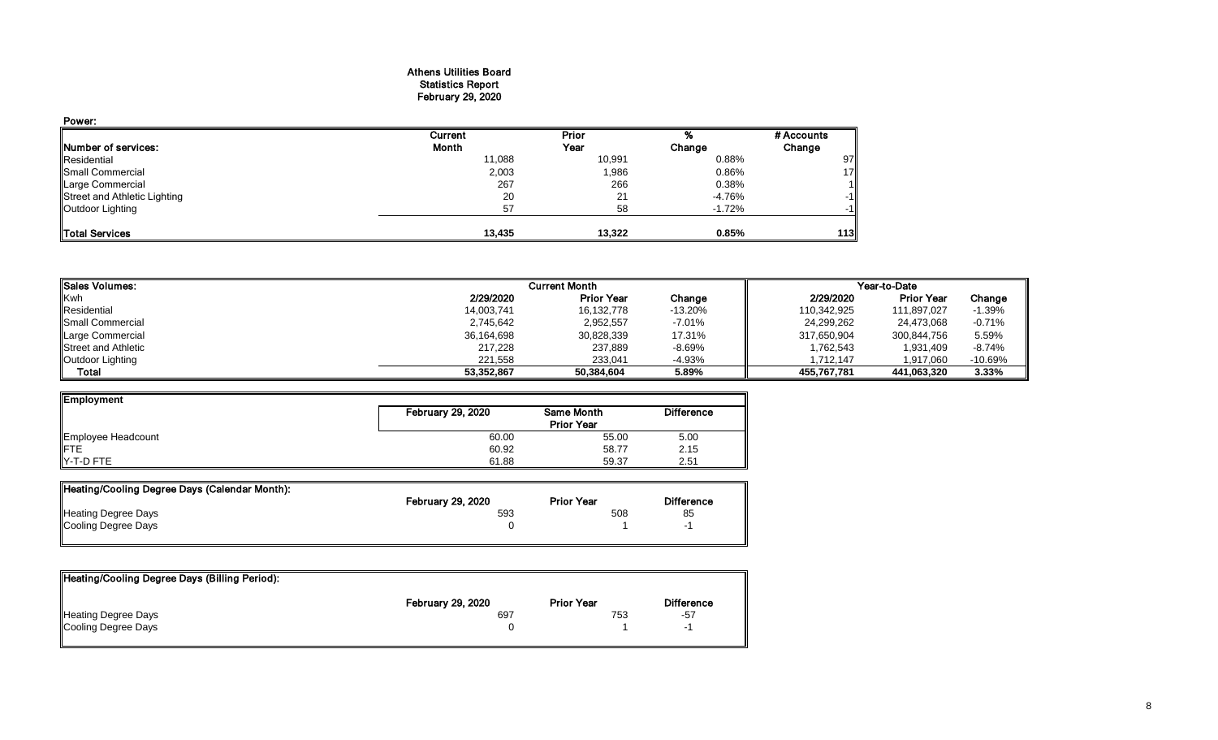# Athens Utilities Board
## Statistics Report
### February 29, 2020

**Power:**

| Number of services: | Current Month | Prior Year | % Change | # Accounts Change |
|---|---|---|---|---|
| Residential | 11,088 | 10,991 | 0.88% | 97 |
| Small Commercial | 2,003 | 1,986 | 0.86% | 17 |
| Large Commercial | 267 | 266 | 0.38% | 1 |
| Street and Athletic Lighting | 20 | 21 | -4.76% | -1 |
| Outdoor Lighting | 57 | 58 | -1.72% | -1 |
| **Total Services** | **13,435** | **13,322** | **0.85%** | **113** |

| Sales Volumes: | Current Month | | | Year-to-Date | | |
|---|---|---|---|---|---|---|
| Kwh | 2/29/2020 | Prior Year | Change | 2/29/2020 | Prior Year | Change |
| Residential | 14,003,741 | 16,132,778 | -13.20% | 110,342,925 | 111,897,027 | -1.39% |
| Small Commercial | 2,745,642 | 2,952,557 | -7.01% | 24,299,262 | 24,473,068 | -0.71% |
| Large Commercial | 36,164,698 | 30,828,339 | 17.31% | 317,650,904 | 300,844,756 | 5.59% |
| Street and Athletic | 217,228 | 237,889 | -8.69% | 1,762,543 | 1,931,409 | -8.74% |
| Outdoor Lighting | 221,558 | 233,041 | -4.93% | 1,712,147 | 1,917,060 | -10.69% |
| **Total** | **53,352,867** | **50,384,604** | **5.89%** | **455,767,781** | **441,063,320** | **3.33%** |

| Employment | February 29, 2020 | Same Month Prior Year | Difference |
|---|---|---|---|
| Employee Headcount | 60.00 | 55.00 | 5.00 |
| FTE | 60.92 | 58.77 | 2.15 |
| Y-T-D FTE | 61.88 | 59.37 | 2.51 |

| Heating/Cooling Degree Days (Calendar Month): | February 29, 2020 | Prior Year | Difference |
|---|---|---|---|
| Heating Degree Days | 593 | 508 | 85 |
| Cooling Degree Days | 0 | 1 | -1 |

| Heating/Cooling Degree Days (Billing Period): | February 29, 2020 | Prior Year | Difference |
|---|---|---|---|
| Heating Degree Days | 697 | 753 | -57 |
| Cooling Degree Days | 0 | 1 | -1 |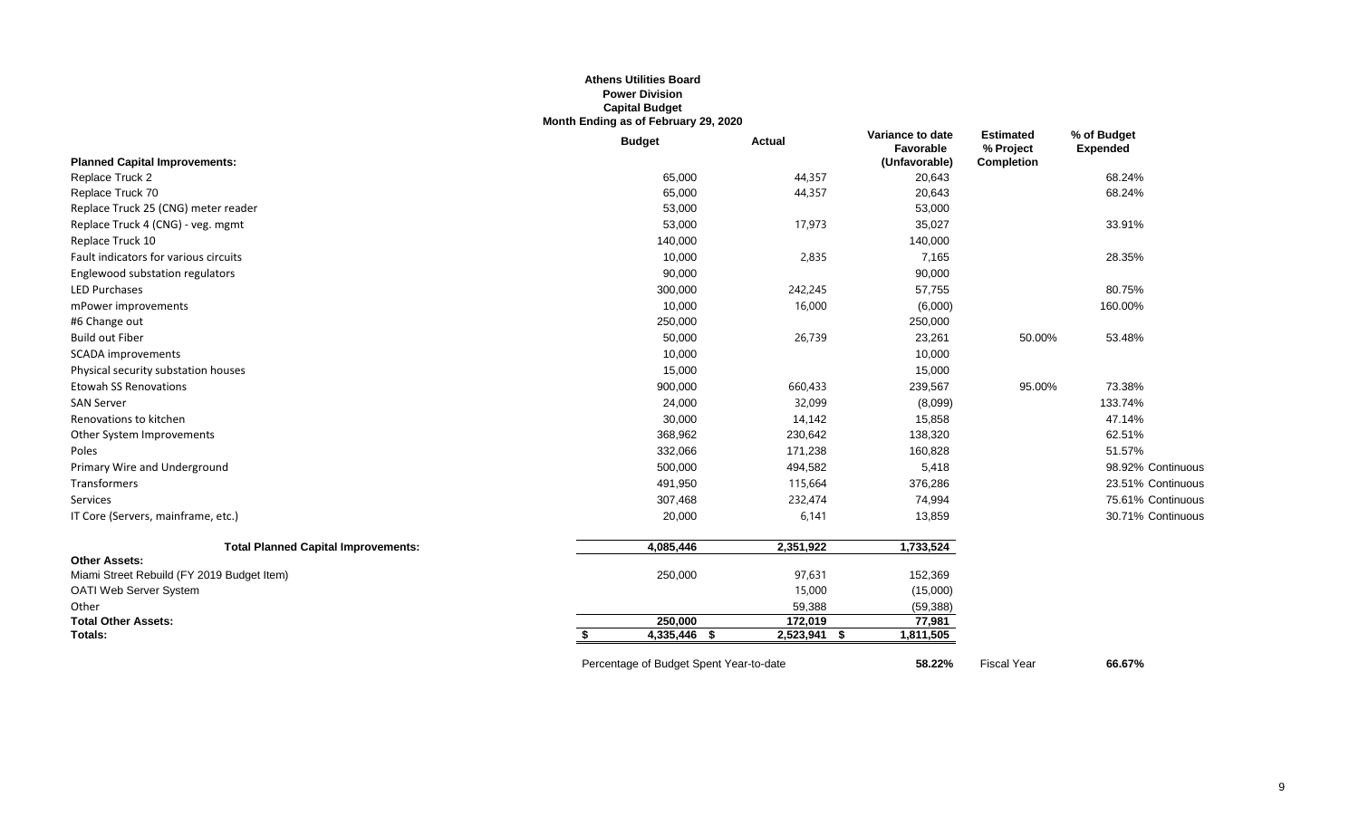**Athens Utilities Board**
**Power Division**
**Capital Budget**
**Month Ending as of February 29, 2020**

| Planned Capital Improvements: | Budget | Actual | Variance to date Favorable (Unfavorable) | Estimated % Project Completion | % of Budget Expended |
|---|---|---|---|---|---|
| Replace Truck 2 | 65,000 | 44,357 | 20,643 | | 68.24% |
| Replace Truck 70 | 65,000 | 44,357 | 20,643 | | 68.24% |
| Replace Truck 25 (CNG) meter reader | 53,000 | | 53,000 | | |
| Replace Truck 4 (CNG) - veg. mgmt | 53,000 | 17,973 | 35,027 | | 33.91% |
| Replace Truck 10 | 140,000 | | 140,000 | | |
| Fault indicators for various circuits | 10,000 | 2,835 | 7,165 | | 28.35% |
| Englewood substation regulators | 90,000 | | 90,000 | | |
| LED Purchases | 300,000 | 242,245 | 57,755 | | 80.75% |
| mPower improvements | 10,000 | 16,000 | (6,000) | | 160.00% |
| #6 Change out | 250,000 | | 250,000 | | |
| Build out Fiber | 50,000 | 26,739 | 23,261 | 50.00% | 53.48% |
| SCADA improvements | 10,000 | | 10,000 | | |
| Physical security substation houses | 15,000 | | 15,000 | | |
| Etowah SS Renovations | 900,000 | 660,433 | 239,567 | 95.00% | 73.38% |
| SAN Server | 24,000 | 32,099 | (8,099) | | 133.74% |
| Renovations to kitchen | 30,000 | 14,142 | 15,858 | | 47.14% |
| Other System Improvements | 368,962 | 230,642 | 138,320 | | 62.51% |
| Poles | 332,066 | 171,238 | 160,828 | | 51.57% |
| Primary Wire and Underground | 500,000 | 494,582 | 5,418 | | 98.92% Continuous |
| Transformers | 491,950 | 115,664 | 376,286 | | 23.51% Continuous |
| Services | 307,468 | 232,474 | 74,994 | | 75.61% Continuous |
| IT Core (Servers, mainframe, etc.) | 20,000 | 6,141 | 13,859 | | 30.71% Continuous |
| **Total Planned Capital Improvements:** | **4,085,446** | **2,351,922** | **1,733,524** | | |
| **Other Assets:** | | | | | |
| Miami Street Rebuild (FY 2019 Budget Item) | 250,000 | 97,631 | 152,369 | | |
| OATI Web Server System | | 15,000 | (15,000) | | |
| Other | | 59,388 | (59,388) | | |
| **Total Other Assets:** | **250,000** | **172,019** | **77,981** | | |
| **Totals:** | **$ 4,335,446** | **$ 2,523,941** | **$ 1,811,505** | | |

Percentage of Budget Spent Year-to-date **58.22%** Fiscal Year **66.67%**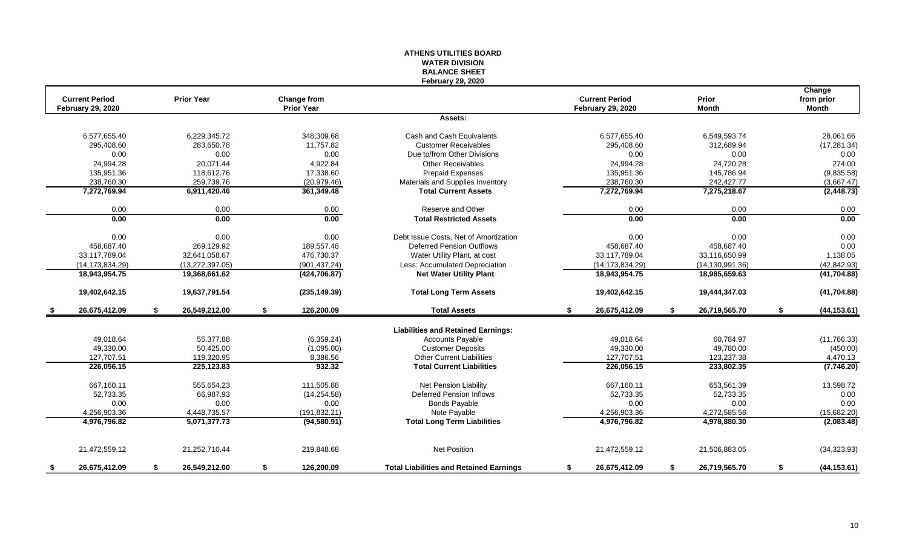# ATHENS UTILITIES BOARD
## WATER DIVISION
## BALANCE SHEET
### February 29, 2020

| Current Period February 29, 2020 | Prior Year | Change from Prior Year | | Current Period February 29, 2020 | Prior Month | Change from prior Month |
|---|---|---|---|---|---|---|
| | | | **Assets:** | | | |
| 6,577,655.40 | 6,229,345.72 | 348,309.68 | Cash and Cash Equivalents | 6,577,655.40 | 6,549,593.74 | 28,061.66 |
| 295,408.60 | 283,650.78 | 11,757.82 | Customer Receivables | 295,408.60 | 312,689.94 | (17,281.34) |
| 0.00 | 0.00 | 0.00 | Due to/from Other Divisions | 0.00 | 0.00 | 0.00 |
| 24,994.28 | 20,071.44 | 4,922.84 | Other Receivables | 24,994.28 | 24,720.28 | 274.00 |
| 135,951.36 | 118,612.76 | 17,338.60 | Prepaid Expenses | 135,951.36 | 145,786.94 | (9,835.58) |
| 238,760.30 | 259,739.76 | (20,979.46) | Materials and Supplies Inventory | 238,760.30 | 242,427.77 | (3,667.47) |
| **7,272,769.94** | **6,911,420.46** | **361,349.48** | **Total Current Assets** | **7,272,769.94** | **7,275,218.67** | **(2,448.73)** |
| 0.00 | 0.00 | 0.00 | Reserve and Other | 0.00 | 0.00 | 0.00 |
| **0.00** | **0.00** | **0.00** | **Total Restricted Assets** | **0.00** | **0.00** | **0.00** |
| 0.00 | 0.00 | 0.00 | Debt Issue Costs, Net of Amortization | 0.00 | 0.00 | 0.00 |
| 458,687.40 | 269,129.92 | 189,557.48 | Deferred Pension Outflows | 458,687.40 | 458,687.40 | 0.00 |
| 33,117,789.04 | 32,641,058.67 | 476,730.37 | Water Utility Plant, at cost | 33,117,789.04 | 33,116,650.99 | 1,138.05 |
| (14,173,834.29) | (13,272,397.05) | (901,437.24) | Less: Accumulated Depreciation | (14,173,834.29) | (14,130,991.36) | (42,842.93) |
| **18,943,954.75** | **19,368,661.62** | **(424,706.87)** | **Net Water Utility Plant** | **18,943,954.75** | **18,985,659.63** | **(41,704.88)** |
| **19,402,642.15** | **19,637,791.54** | **(235,149.39)** | **Total Long Term Assets** | **19,402,642.15** | **19,444,347.03** | **(41,704.88)** |
| **$ 26,675,412.09** | **$ 26,549,212.00** | **$ 126,200.09** | **Total Assets** | **$ 26,675,412.09** | **$ 26,719,565.70** | **$ (44,153.61)** |
| | | | **Liabilities and Retained Earnings:** | | | |
| 49,018.64 | 55,377.88 | (6,359.24) | Accounts Payable | 49,018.64 | 60,784.97 | (11,766.33) |
| 49,330.00 | 50,425.00 | (1,095.00) | Customer Deposits | 49,330.00 | 49,780.00 | (450.00) |
| 127,707.51 | 119,320.95 | 8,386.56 | Other Current Liabilities | 127,707.51 | 123,237.38 | 4,470.13 |
| **226,056.15** | **225,123.83** | **932.32** | **Total Current Liabilities** | **226,056.15** | **233,802.35** | **(7,746.20)** |
| 667,160.11 | 555,654.23 | 111,505.88 | Net Pension Liability | 667,160.11 | 653,561.39 | 13,598.72 |
| 52,733.35 | 66,987.93 | (14,254.58) | Deferred Pension Inflows | 52,733.35 | 52,733.35 | 0.00 |
| 0.00 | 0.00 | 0.00 | Bonds Payable | 0.00 | 0.00 | 0.00 |
| 4,256,903.36 | 4,448,735.57 | (191,832.21) | Note Payable | 4,256,903.36 | 4,272,585.56 | (15,682.20) |
| **4,976,796.82** | **5,071,377.73** | **(94,580.91)** | **Total Long Term Liabilities** | **4,976,796.82** | **4,978,880.30** | **(2,083.48)** |
| 21,472,559.12 | 21,252,710.44 | 219,848.68 | Net Position | 21,472,559.12 | 21,506,883.05 | (34,323.93) |
| **$ 26,675,412.09** | **$ 26,549,212.00** | **$ 126,200.09** | **Total Liabilities and Retained Earnings** | **$ 26,675,412.09** | **$ 26,719,565.70** | **$ (44,153.61)** |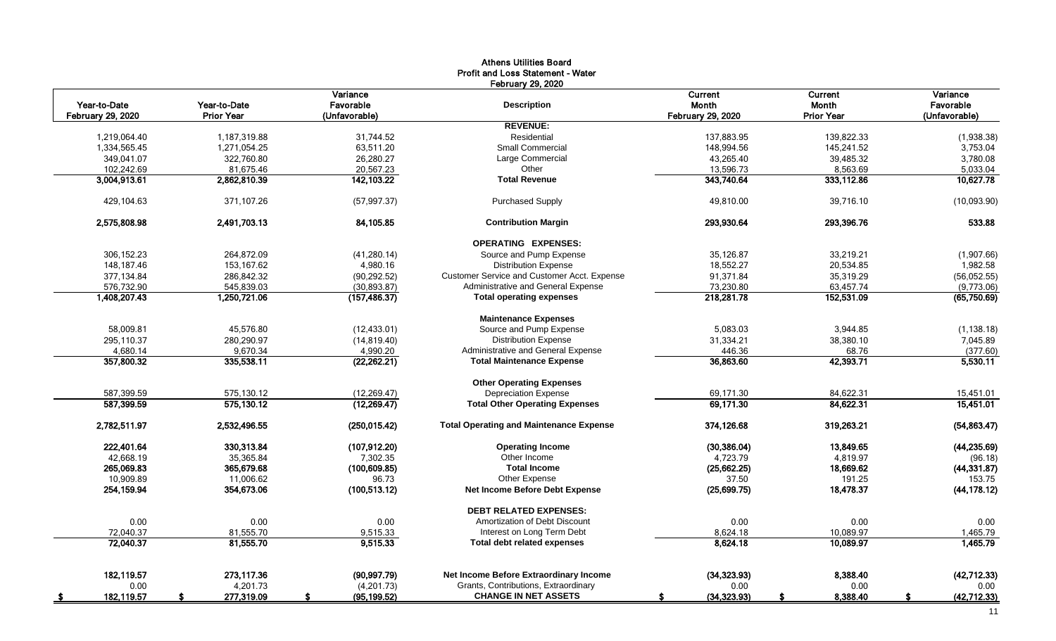# Athens Utilities Board
## Profit and Loss Statement - Water
### February 29, 2020

| Year-to-Date February 29, 2020 | Year-to-Date Prior Year | Variance Favorable (Unfavorable) | Description | Current Month February 29, 2020 | Current Month Prior Year | Variance Favorable (Unfavorable) |
|---|---|---|---|---|---|---|
| | | | **REVENUE:** | | | |
| 1,219,064.40 | 1,187,319.88 | 31,744.52 | Residential | 137,883.95 | 139,822.33 | (1,938.38) |
| 1,334,565.45 | 1,271,054.25 | 63,511.20 | Small Commercial | 148,994.56 | 145,241.52 | 3,753.04 |
| 349,041.07 | 322,760.80 | 26,280.27 | Large Commercial | 43,265.40 | 39,485.32 | 3,780.08 |
| 102,242.69 | 81,675.46 | 20,567.23 | Other | 13,596.73 | 8,563.69 | 5,033.04 |
| **3,004,913.61** | **2,862,810.39** | **142,103.22** | **Total Revenue** | **343,740.64** | **333,112.86** | **10,627.78** |
| 429,104.63 | 371,107.26 | (57,997.37) | Purchased Supply | 49,810.00 | 39,716.10 | (10,093.90) |
| **2,575,808.98** | **2,491,703.13** | **84,105.85** | **Contribution Margin** | **293,930.64** | **293,396.76** | **533.88** |
| | | | **OPERATING EXPENSES:** | | | |
| 306,152.23 | 264,872.09 | (41,280.14) | Source and Pump Expense | 35,126.87 | 33,219.21 | (1,907.66) |
| 148,187.46 | 153,167.62 | 4,980.16 | Distribution Expense | 18,552.27 | 20,534.85 | 1,982.58 |
| 377,134.84 | 286,842.32 | (90,292.52) | Customer Service and Customer Acct. Expense | 91,371.84 | 35,319.29 | (56,052.55) |
| 576,732.90 | 545,839.03 | (30,893.87) | Administrative and General Expense | 73,230.80 | 63,457.74 | (9,773.06) |
| **1,408,207.43** | **1,250,721.06** | **(157,486.37)** | **Total operating expenses** | **218,281.78** | **152,531.09** | **(65,750.69)** |
| | | | **Maintenance Expenses** | | | |
| 58,009.81 | 45,576.80 | (12,433.01) | Source and Pump Expense | 5,083.03 | 3,944.85 | (1,138.18) |
| 295,110.37 | 280,290.97 | (14,819.40) | Distribution Expense | 31,334.21 | 38,380.10 | 7,045.89 |
| 4,680.14 | 9,670.34 | 4,990.20 | Administrative and General Expense | 446.36 | 68.76 | (377.60) |
| **357,800.32** | **335,538.11** | **(22,262.21)** | **Total Maintenance Expense** | **36,863.60** | **42,393.71** | **5,530.11** |
| | | | **Other Operating Expenses** | | | |
| 587,399.59 | 575,130.12 | (12,269.47) | Depreciation Expense | 69,171.30 | 84,622.31 | 15,451.01 |
| **587,399.59** | **575,130.12** | **(12,269.47)** | **Total Other Operating Expenses** | **69,171.30** | **84,622.31** | **15,451.01** |
| **2,782,511.97** | **2,532,496.55** | **(250,015.42)** | **Total Operating and Maintenance Expense** | **374,126.68** | **319,263.21** | **(54,863.47)** |
| **222,401.64** | **330,313.84** | **(107,912.20)** | **Operating Income** | **(30,386.04)** | **13,849.65** | **(44,235.69)** |
| 42,668.19 | 35,365.84 | 7,302.35 | Other Income | 4,723.79 | 4,819.97 | (96.18) |
| **265,069.83** | **365,679.68** | **(100,609.85)** | **Total Income** | **(25,662.25)** | **18,669.62** | **(44,331.87)** |
| 10,909.89 | 11,006.62 | 96.73 | Other Expense | 37.50 | 191.25 | 153.75 |
| **254,159.94** | **354,673.06** | **(100,513.12)** | **Net Income Before Debt Expense** | **(25,699.75)** | **18,478.37** | **(44,178.12)** |
| | | | **DEBT RELATED EXPENSES:** | | | |
| 0.00 | 0.00 | 0.00 | Amortization of Debt Discount | 0.00 | 0.00 | 0.00 |
| 72,040.37 | 81,555.70 | 9,515.33 | Interest on Long Term Debt | 8,624.18 | 10,089.97 | 1,465.79 |
| **72,040.37** | **81,555.70** | **9,515.33** | **Total debt related expenses** | **8,624.18** | **10,089.97** | **1,465.79** |
| **182,119.57** | **273,117.36** | **(90,997.79)** | **Net Income Before Extraordinary Income** | **(34,323.93)** | **8,388.40** | **(42,712.33)** |
| 0.00 | 4,201.73 | (4,201.73) | Grants, Contributions, Extraordinary | 0.00 | 0.00 | 0.00 |
| **$ 182,119.57** | **$ 277,319.09** | **$ (95,199.52)** | **CHANGE IN NET ASSETS** | **$ (34,323.93)** | **$ 8,388.40** | **$ (42,712.33)** |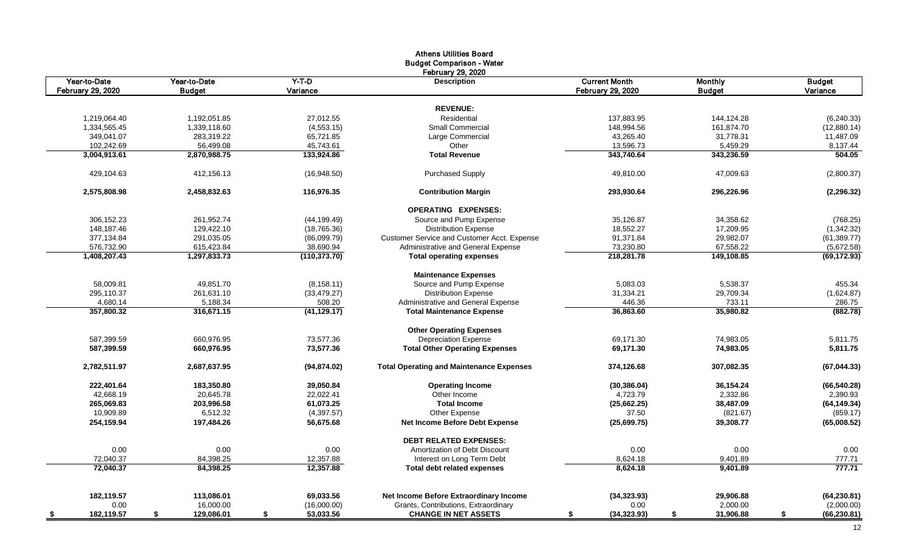**Athens Utilities Board**
**Budget Comparison - Water**
**February 29, 2020**

| Year-to-Date February 29, 2020 | Year-to-Date Budget | Y-T-D Variance | Description | Current Month February 29, 2020 | Monthly Budget | Budget Variance |
|---|---|---|---|---|---|---|
| | | | **REVENUE:** | | | |
| 1,219,064.40 | 1,192,051.85 | 27,012.55 | Residential | 137,883.95 | 144,124.28 | (6,240.33) |
| 1,334,565.45 | 1,339,118.60 | (4,553.15) | Small Commercial | 148,994.56 | 161,874.70 | (12,880.14) |
| 349,041.07 | 283,319.22 | 65,721.85 | Large Commercial | 43,265.40 | 31,778.31 | 11,487.09 |
| 102,242.69 | 56,499.08 | 45,743.61 | Other | 13,596.73 | 5,459.29 | 8,137.44 |
| **3,004,913.61** | **2,870,988.75** | **133,924.86** | **Total Revenue** | **343,740.64** | **343,236.59** | **504.05** |
| 429,104.63 | 412,156.13 | (16,948.50) | Purchased Supply | 49,810.00 | 47,009.63 | (2,800.37) |
| **2,575,808.98** | **2,458,832.63** | **116,976.35** | **Contribution Margin** | **293,930.64** | **296,226.96** | **(2,296.32)** |
| | | | **OPERATING EXPENSES:** | | | |
| 306,152.23 | 261,952.74 | (44,199.49) | Source and Pump Expense | 35,126.87 | 34,358.62 | (768.25) |
| 148,187.46 | 129,422.10 | (18,765.36) | Distribution Expense | 18,552.27 | 17,209.95 | (1,342.32) |
| 377,134.84 | 291,035.05 | (86,099.79) | Customer Service and Customer Acct. Expense | 91,371.84 | 29,982.07 | (61,389.77) |
| 576,732.90 | 615,423.84 | 38,690.94 | Administrative and General Expense | 73,230.80 | 67,558.22 | (5,672.58) |
| **1,408,207.43** | **1,297,833.73** | **(110,373.70)** | **Total operating expenses** | **218,281.78** | **149,108.85** | **(69,172.93)** |
| | | | **Maintenance Expenses** | | | |
| 58,009.81 | 49,851.70 | (8,158.11) | Source and Pump Expense | 5,083.03 | 5,538.37 | 455.34 |
| 295,110.37 | 261,631.10 | (33,479.27) | Distribution Expense | 31,334.21 | 29,709.34 | (1,624.87) |
| 4,680.14 | 5,188.34 | 508.20 | Administrative and General Expense | 446.36 | 733.11 | 286.75 |
| **357,800.32** | **316,671.15** | **(41,129.17)** | **Total Maintenance Expense** | **36,863.60** | **35,980.82** | **(882.78)** |
| | | | **Other Operating Expenses** | | | |
| 587,399.59 | 660,976.95 | 73,577.36 | Depreciation Expense | 69,171.30 | 74,983.05 | 5,811.75 |
| **587,399.59** | **660,976.95** | **73,577.36** | **Total Other Operating Expenses** | **69,171.30** | **74,983.05** | **5,811.75** |
| **2,782,511.97** | **2,687,637.95** | **(94,874.02)** | **Total Operating and Maintenance Expenses** | **374,126.68** | **307,082.35** | **(67,044.33)** |
| **222,401.64** | **183,350.80** | **39,050.84** | **Operating Income** | **(30,386.04)** | **36,154.24** | **(66,540.28)** |
| 42,668.19 | 20,645.78 | 22,022.41 | Other Income | 4,723.79 | 2,332.86 | 2,390.93 |
| **265,069.83** | **203,996.58** | **61,073.25** | **Total Income** | **(25,662.25)** | **38,487.09** | **(64,149.34)** |
| 10,909.89 | 6,512.32 | (4,397.57) | Other Expense | 37.50 | (821.67) | (859.17) |
| **254,159.94** | **197,484.26** | **56,675.68** | **Net Income Before Debt Expense** | **(25,699.75)** | **39,308.77** | **(65,008.52)** |
| | | | **DEBT RELATED EXPENSES:** | | | |
| 0.00 | 0.00 | 0.00 | Amortization of Debt Discount | 0.00 | 0.00 | 0.00 |
| 72,040.37 | 84,398.25 | 12,357.88 | Interest on Long Term Debt | 8,624.18 | 9,401.89 | 777.71 |
| **72,040.37** | **84,398.25** | **12,357.88** | **Total debt related expenses** | **8,624.18** | **9,401.89** | **777.71** |
| **182,119.57** | **113,086.01** | **69,033.56** | **Net Income Before Extraordinary Income** | **(34,323.93)** | **29,906.88** | **(64,230.81)** |
| 0.00 | 16,000.00 | (16,000.00) | Grants, Contributions, Extraordinary | 0.00 | 2,000.00 | (2,000.00) |
| **$ 182,119.57** | **$ 129,086.01** | **$ 53,033.56** | **CHANGE IN NET ASSETS** | **$ (34,323.93)** | **$ 31,906.88** | **$ (66,230.81)** |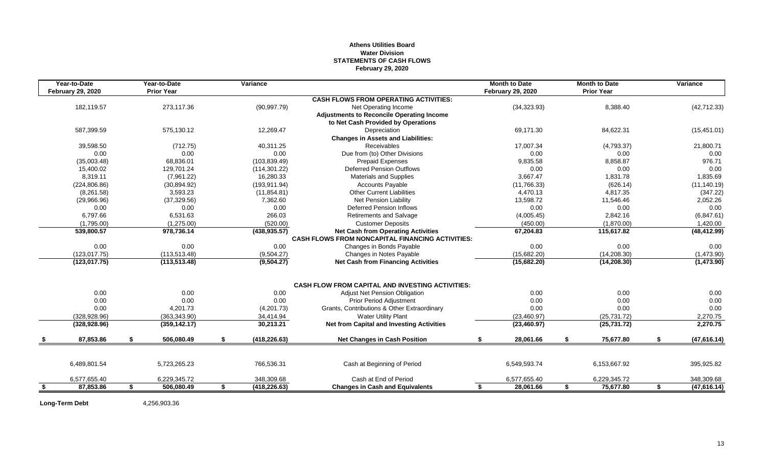**Athens Utilities Board**
**Water Division**
**STATEMENTS OF CASH FLOWS**
**February 29, 2020**

| Year-to-Date February 29, 2020 | Year-to-Date Prior Year | Variance | | Month to Date February 29, 2020 | Month to Date Prior Year | Variance |
|---|---|---|---|---|---|---|
| | | | **CASH FLOWS FROM OPERATING ACTIVITIES:** | | | |
| 182,119.57 | 273,117.36 | (90,997.79) | Net Operating Income | (34,323.93) | 8,388.40 | (42,712.33) |
| | | | **Adjustments to Reconcile Operating Income to Net Cash Provided by Operations** | | | |
| 587,399.59 | 575,130.12 | 12,269.47 | Depreciation | 69,171.30 | 84,622.31 | (15,451.01) |
| | | | **Changes in Assets and Liabilities:** | | | |
| 39,598.50 | (712.75) | 40,311.25 | Receivables | 17,007.34 | (4,793.37) | 21,800.71 |
| 0.00 | 0.00 | 0.00 | Due from (to) Other Divisions | 0.00 | 0.00 | 0.00 |
| (35,003.48) | 68,836.01 | (103,839.49) | Prepaid Expenses | 9,835.58 | 8,858.87 | 976.71 |
| 15,400.02 | 129,701.24 | (114,301.22) | Deferred Pension Outflows | 0.00 | 0.00 | 0.00 |
| 8,319.11 | (7,961.22) | 16,280.33 | Materials and Supplies | 3,667.47 | 1,831.78 | 1,835.69 |
| (224,806.86) | (30,894.92) | (193,911.94) | Accounts Payable | (11,766.33) | (626.14) | (11,140.19) |
| (8,261.58) | 3,593.23 | (11,854.81) | Other Current Liabilities | 4,470.13 | 4,817.35 | (347.22) |
| (29,966.96) | (37,329.56) | 7,362.60 | Net Pension Liability | 13,598.72 | 11,546.46 | 2,052.26 |
| 0.00 | 0.00 | 0.00 | Deferred Pension Inflows | 0.00 | 0.00 | 0.00 |
| 6,797.66 | 6,531.63 | 266.03 | Retirements and Salvage | (4,005.45) | 2,842.16 | (6,847.61) |
| (1,795.00) | (1,275.00) | (520.00) | Customer Deposits | (450.00) | (1,870.00) | 1,420.00 |
| **539,800.57** | **978,736.14** | **(438,935.57)** | **Net Cash from Operating Activities** | **67,204.83** | **115,617.82** | **(48,412.99)** |
| | | | **CASH FLOWS FROM NONCAPITAL FINANCING ACTIVITIES:** | | | |
| 0.00 | 0.00 | 0.00 | Changes in Bonds Payable | 0.00 | 0.00 | 0.00 |
| (123,017.75) | (113,513.48) | (9,504.27) | Changes in Notes Payable | (15,682.20) | (14,208.30) | (1,473.90) |
| **(123,017.75)** | **(113,513.48)** | **(9,504.27)** | **Net Cash from Financing Activities** | **(15,682.20)** | **(14,208.30)** | **(1,473.90)** |
| | | | **CASH FLOW FROM CAPITAL AND INVESTING ACTIVITIES:** | | | |
| 0.00 | 0.00 | 0.00 | Adjust Net Pension Obligation | 0.00 | 0.00 | 0.00 |
| 0.00 | 0.00 | 0.00 | Prior Period Adjustment | 0.00 | 0.00 | 0.00 |
| 0.00 | 4,201.73 | (4,201.73) | Grants, Contributions & Other Extraordinary | 0.00 | 0.00 | 0.00 |
| (328,928.96) | (363,343.90) | 34,414.94 | Water Utility Plant | (23,460.97) | (25,731.72) | 2,270.75 |
| **(328,928.96)** | **(359,142.17)** | **30,213.21** | **Net from Capital and Investing Activities** | **(23,460.97)** | **(25,731.72)** | **2,270.75** |
| **$ 87,853.86** | **$ 506,080.49** | **$ (418,226.63)** | **Net Changes in Cash Position** | **$ 28,061.66** | **$ 75,677.80** | **$ (47,616.14)** |
| 6,489,801.54 | 5,723,265.23 | 766,536.31 | Cash at Beginning of Period | 6,549,593.74 | 6,153,667.92 | 395,925.82 |
| 6,577,655.40 | 6,229,345.72 | 348,309.68 | Cash at End of Period | 6,577,655.40 | 6,229,345.72 | 348,309.68 |
| **$ 87,853.86** | **$ 506,080.49** | **$ (418,226.63)** | **Changes in Cash and Equivalents** | **$ 28,061.66** | **$ 75,677.80** | **$ (47,616.14)** |

**Long-Term Debt** 4,256,903.36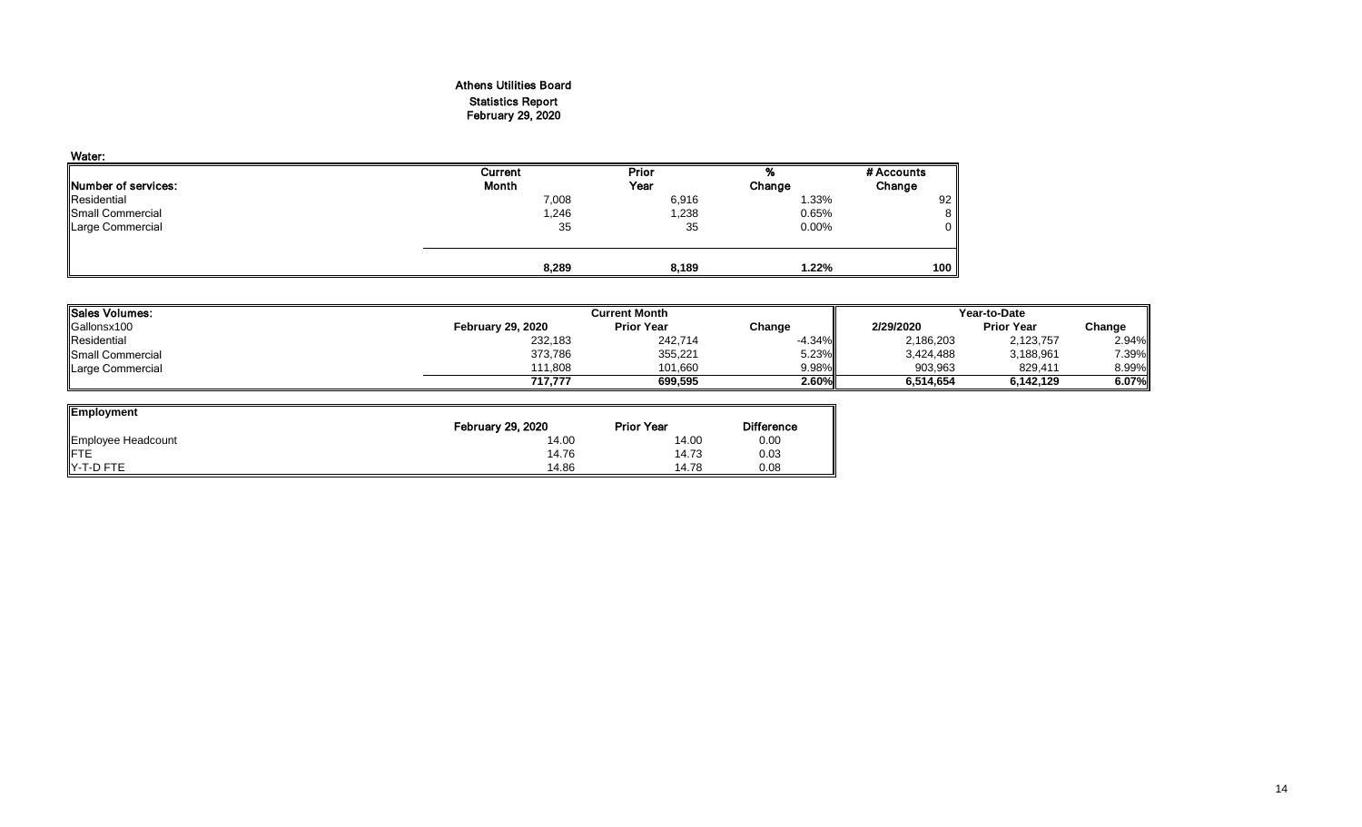# Athens Utilities Board

## Statistics Report

## February 29, 2020

**Water:**

| Number of services: | Current Month | Prior Year | % Change | # Accounts Change |
|---|---|---|---|---|
| Residential | 7,008 | 6,916 | 1.33% | 92 |
| Small Commercial | 1,246 | 1,238 | 0.65% | 8 |
| Large Commercial | 35 | 35 | 0.00% | 0 |
| | **8,289** | **8,189** | **1.22%** | **100** |

| Sales Volumes: | Current Month | | | Year-to-Date | | |
|---|---|---|---|---|---|---|
| Gallonsx100 | February 29, 2020 | Prior Year | Change | 2/29/2020 | Prior Year | Change |
| Residential | 232,183 | 242,714 | -4.34% | 2,186,203 | 2,123,757 | 2.94% |
| Small Commercial | 373,786 | 355,221 | 5.23% | 3,424,488 | 3,188,961 | 7.39% |
| Large Commercial | 111,808 | 101,660 | 9.98% | 903,963 | 829,411 | 8.99% |
| | **717,777** | **699,595** | **2.60%** | **6,514,654** | **6,142,129** | **6.07%** |

| Employment | February 29, 2020 | Prior Year | Difference |
|---|---|---|---|
| Employee Headcount | 14.00 | 14.00 | 0.00 |
| FTE | 14.76 | 14.73 | 0.03 |
| Y-T-D FTE | 14.86 | 14.78 | 0.08 |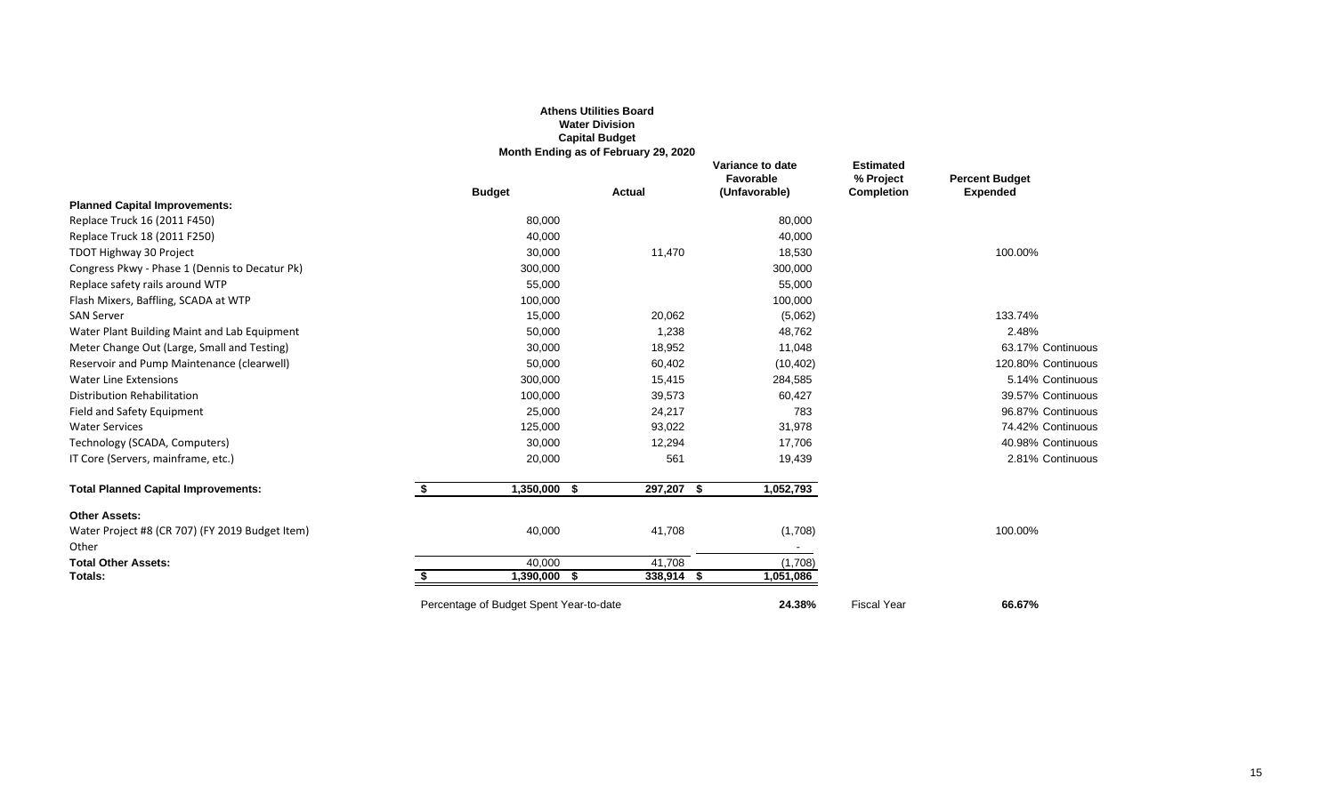**Athens Utilities Board**
**Water Division**
**Capital Budget**
**Month Ending as of February 29, 2020**

| | Budget | Actual | Variance to date Favorable (Unfavorable) | Estimated % Project Completion | Percent Budget Expended |
|---|---|---|---|---|---|
| **Planned Capital Improvements:** | | | | | |
| Replace Truck 16 (2011 F450) | 80,000 | | 80,000 | | |
| Replace Truck 18 (2011 F250) | 40,000 | | 40,000 | | |
| TDOT Highway 30 Project | 30,000 | 11,470 | 18,530 | | 100.00% |
| Congress Pkwy - Phase 1 (Dennis to Decatur Pk) | 300,000 | | 300,000 | | |
| Replace safety rails around WTP | 55,000 | | 55,000 | | |
| Flash Mixers, Baffling, SCADA at WTP | 100,000 | | 100,000 | | |
| SAN Server | 15,000 | 20,062 | (5,062) | | 133.74% |
| Water Plant Building Maint and Lab Equipment | 50,000 | 1,238 | 48,762 | | 2.48% |
| Meter Change Out (Large, Small and Testing) | 30,000 | 18,952 | 11,048 | | 63.17% Continuous |
| Reservoir and Pump Maintenance (clearwell) | 50,000 | 60,402 | (10,402) | | 120.80% Continuous |
| Water Line Extensions | 300,000 | 15,415 | 284,585 | | 5.14% Continuous |
| Distribution Rehabilitation | 100,000 | 39,573 | 60,427 | | 39.57% Continuous |
| Field and Safety Equipment | 25,000 | 24,217 | 783 | | 96.87% Continuous |
| Water Services | 125,000 | 93,022 | 31,978 | | 74.42% Continuous |
| Technology (SCADA, Computers) | 30,000 | 12,294 | 17,706 | | 40.98% Continuous |
| IT Core (Servers, mainframe, etc.) | 20,000 | 561 | 19,439 | | 2.81% Continuous |
| **Total Planned Capital Improvements:** | **$ 1,350,000** | **$ 297,207** | **$ 1,052,793** | | |
| **Other Assets:** | | | | | |
| Water Project #8 (CR 707) (FY 2019 Budget Item) | 40,000 | 41,708 | (1,708) | | 100.00% |
| Other | | | - | | |
| **Total Other Assets:** | 40,000 | 41,708 | (1,708) | | |
| **Totals:** | **$ 1,390,000** | **$ 338,914** | **$ 1,051,086** | | |
| | Percentage of Budget Spent Year-to-date | | **24.38%** | Fiscal Year | **66.67%** |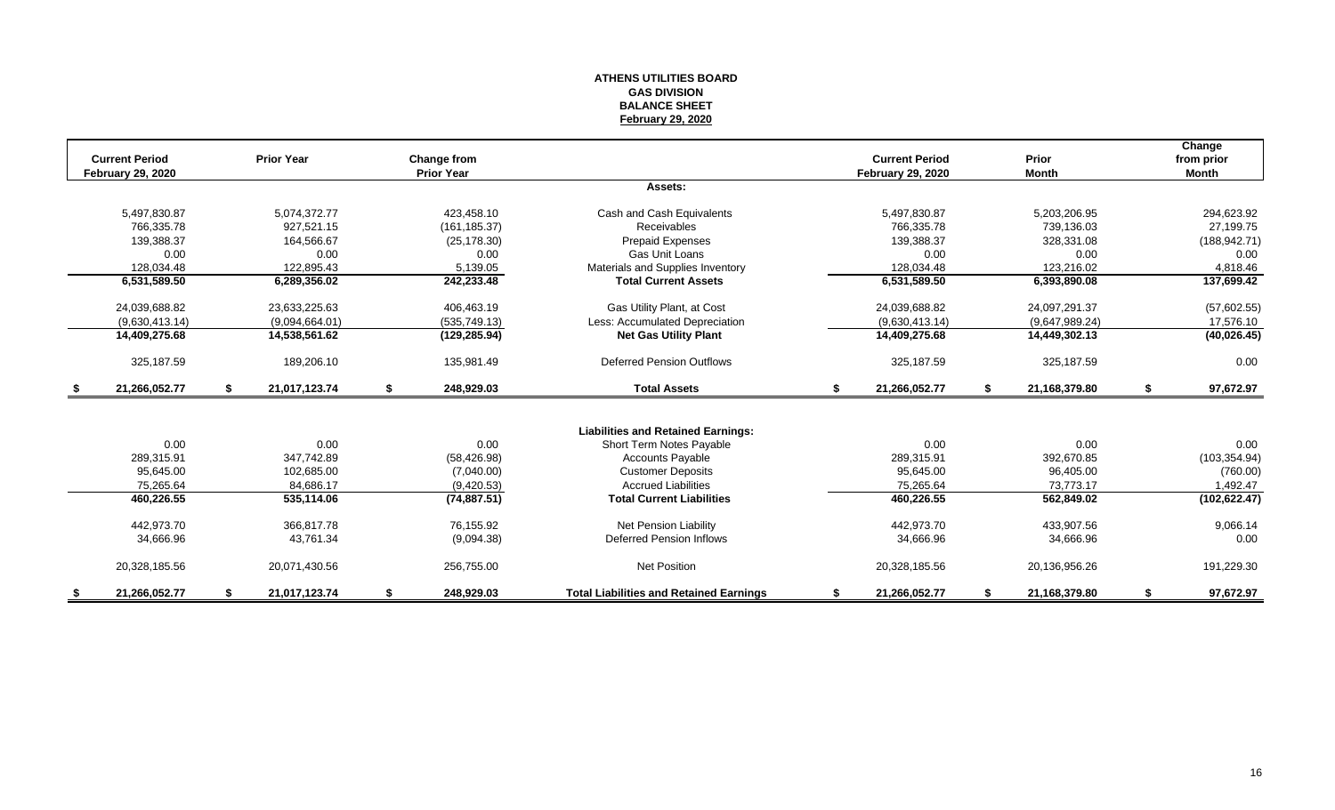# ATHENS UTILITIES BOARD
## GAS DIVISION
## BALANCE SHEET
## February 29, 2020

| Current Period February 29, 2020 | Prior Year | Change from Prior Year | | Current Period February 29, 2020 | Prior Month | Change from prior Month |
|---|---|---|---|---|---|---|
| | | | **Assets:** | | | |
| 5,497,830.87 | 5,074,372.77 | 423,458.10 | Cash and Cash Equivalents | 5,497,830.87 | 5,203,206.95 | 294,623.92 |
| 766,335.78 | 927,521.15 | (161,185.37) | Receivables | 766,335.78 | 739,136.03 | 27,199.75 |
| 139,388.37 | 164,566.67 | (25,178.30) | Prepaid Expenses | 139,388.37 | 328,331.08 | (188,942.71) |
| 0.00 | 0.00 | 0.00 | Gas Unit Loans | 0.00 | 0.00 | 0.00 |
| 128,034.48 | 122,895.43 | 5,139.05 | Materials and Supplies Inventory | 128,034.48 | 123,216.02 | 4,818.46 |
| **6,531,589.50** | **6,289,356.02** | **242,233.48** | **Total Current Assets** | **6,531,589.50** | **6,393,890.08** | **137,699.42** |
| 24,039,688.82 | 23,633,225.63 | 406,463.19 | Gas Utility Plant, at Cost | 24,039,688.82 | 24,097,291.37 | (57,602.55) |
| (9,630,413.14) | (9,094,664.01) | (535,749.13) | Less: Accumulated Depreciation | (9,630,413.14) | (9,647,989.24) | 17,576.10 |
| **14,409,275.68** | **14,538,561.62** | **(129,285.94)** | **Net Gas Utility Plant** | **14,409,275.68** | **14,449,302.13** | **(40,026.45)** |
| 325,187.59 | 189,206.10 | 135,981.49 | Deferred Pension Outflows | 325,187.59 | 325,187.59 | 0.00 |
| **$ 21,266,052.77** | **$ 21,017,123.74** | **$ 248,929.03** | **Total Assets** | **$ 21,266,052.77** | **$ 21,168,379.80** | **$ 97,672.97** |
| | | | **Liabilities and Retained Earnings:** | | | |
| 0.00 | 0.00 | 0.00 | Short Term Notes Payable | 0.00 | 0.00 | 0.00 |
| 289,315.91 | 347,742.89 | (58,426.98) | Accounts Payable | 289,315.91 | 392,670.85 | (103,354.94) |
| 95,645.00 | 102,685.00 | (7,040.00) | Customer Deposits | 95,645.00 | 96,405.00 | (760.00) |
| 75,265.64 | 84,686.17 | (9,420.53) | Accrued Liabilities | 75,265.64 | 73,773.17 | 1,492.47 |
| **460,226.55** | **535,114.06** | **(74,887.51)** | **Total Current Liabilities** | **460,226.55** | **562,849.02** | **(102,622.47)** |
| 442,973.70 | 366,817.78 | 76,155.92 | Net Pension Liability | 442,973.70 | 433,907.56 | 9,066.14 |
| 34,666.96 | 43,761.34 | (9,094.38) | Deferred Pension Inflows | 34,666.96 | 34,666.96 | 0.00 |
| 20,328,185.56 | 20,071,430.56 | 256,755.00 | Net Position | 20,328,185.56 | 20,136,956.26 | 191,229.30 |
| **$ 21,266,052.77** | **$ 21,017,123.74** | **$ 248,929.03** | **Total Liabilities and Retained Earnings** | **$ 21,266,052.77** | **$ 21,168,379.80** | **$ 97,672.97** |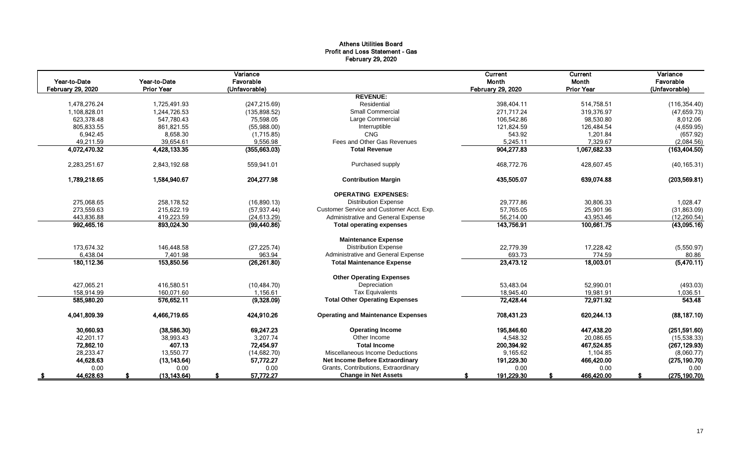# Athens Utilities Board
## Profit and Loss Statement - Gas
### February 29, 2020

| Year-to-Date February 29, 2020 | Year-to-Date Prior Year | Variance Favorable (Unfavorable) | | Current Month February 29, 2020 | Current Month Prior Year | Variance Favorable (Unfavorable) |
|---|---|---|---|---|---|---|
| | | | **REVENUE:** | | | |
| 1,478,276.24 | 1,725,491.93 | (247,215.69) | Residential | 398,404.11 | 514,758.51 | (116,354.40) |
| 1,108,828.01 | 1,244,726.53 | (135,898.52) | Small Commercial | 271,717.24 | 319,376.97 | (47,659.73) |
| 623,378.48 | 547,780.43 | 75,598.05 | Large Commercial | 106,542.86 | 98,530.80 | 8,012.06 |
| 805,833.55 | 861,821.55 | (55,988.00) | Interruptible | 121,824.59 | 126,484.54 | (4,659.95) |
| 6,942.45 | 8,658.30 | (1,715.85) | CNG | 543.92 | 1,201.84 | (657.92) |
| 49,211.59 | 39,654.61 | 9,556.98 | Fees and Other Gas Revenues | 5,245.11 | 7,329.67 | (2,084.56) |
| **4,072,470.32** | **4,428,133.35** | **(355,663.03)** | **Total Revenue** | **904,277.83** | **1,067,682.33** | **(163,404.50)** |
| 2,283,251.67 | 2,843,192.68 | 559,941.01 | Purchased supply | 468,772.76 | 428,607.45 | (40,165.31) |
| **1,789,218.65** | **1,584,940.67** | **204,277.98** | **Contribution Margin** | **435,505.07** | **639,074.88** | **(203,569.81)** |
| | | | **OPERATING EXPENSES:** | | | |
| 275,068.65 | 258,178.52 | (16,890.13) | Distribution Expense | 29,777.86 | 30,806.33 | 1,028.47 |
| 273,559.63 | 215,622.19 | (57,937.44) | Customer Service and Customer Acct. Exp. | 57,765.05 | 25,901.96 | (31,863.09) |
| 443,836.88 | 419,223.59 | (24,613.29) | Administrative and General Expense | 56,214.00 | 43,953.46 | (12,260.54) |
| **992,465.16** | **893,024.30** | **(99,440.86)** | **Total operating expenses** | **143,756.91** | **100,661.75** | **(43,095.16)** |
| | | | **Maintenance Expense** | | | |
| 173,674.32 | 146,448.58 | (27,225.74) | Distribution Expense | 22,779.39 | 17,228.42 | (5,550.97) |
| 6,438.04 | 7,401.98 | 963.94 | Administrative and General Expense | 693.73 | 774.59 | 80.86 |
| **180,112.36** | **153,850.56** | **(26,261.80)** | **Total Maintenance Expense** | **23,473.12** | **18,003.01** | **(5,470.11)** |
| | | | **Other Operating Expenses** | | | |
| 427,065.21 | 416,580.51 | (10,484.70) | Depreciation | 53,483.04 | 52,990.01 | (493.03) |
| 158,914.99 | 160,071.60 | 1,156.61 | Tax Equivalents | 18,945.40 | 19,981.91 | 1,036.51 |
| **585,980.20** | **576,652.11** | **(9,328.09)** | **Total Other Operating Expenses** | **72,428.44** | **72,971.92** | **543.48** |
| **4,041,809.39** | **4,466,719.65** | **424,910.26** | **Operating and Maintenance Expenses** | **708,431.23** | **620,244.13** | **(88,187.10)** |
| **30,660.93** | **(38,586.30)** | **69,247.23** | **Operating Income** | **195,846.60** | **447,438.20** | **(251,591.60)** |
| 42,201.17 | 38,993.43 | 3,207.74 | Other Income | 4,548.32 | 20,086.65 | (15,538.33) |
| **72,862.10** | **407.13** | **72,454.97** | **Total Income** | **200,394.92** | **467,524.85** | **(267,129.93)** |
| 28,233.47 | 13,550.77 | (14,682.70) | Miscellaneous Income Deductions | 9,165.62 | 1,104.85 | (8,060.77) |
| **44,628.63** | **(13,143.64)** | **57,772.27** | **Net Income Before Extraordinary** | **191,229.30** | **466,420.00** | **(275,190.70)** |
| 0.00 | 0.00 | 0.00 | Grants, Contributions, Extraordinary | 0.00 | 0.00 | 0.00 |
| **$ 44,628.63** | **$ (13,143.64)** | **$ 57,772.27** | **Change in Net Assets** | **$ 191,229.30** | **$ 466,420.00** | **$ (275,190.70)** |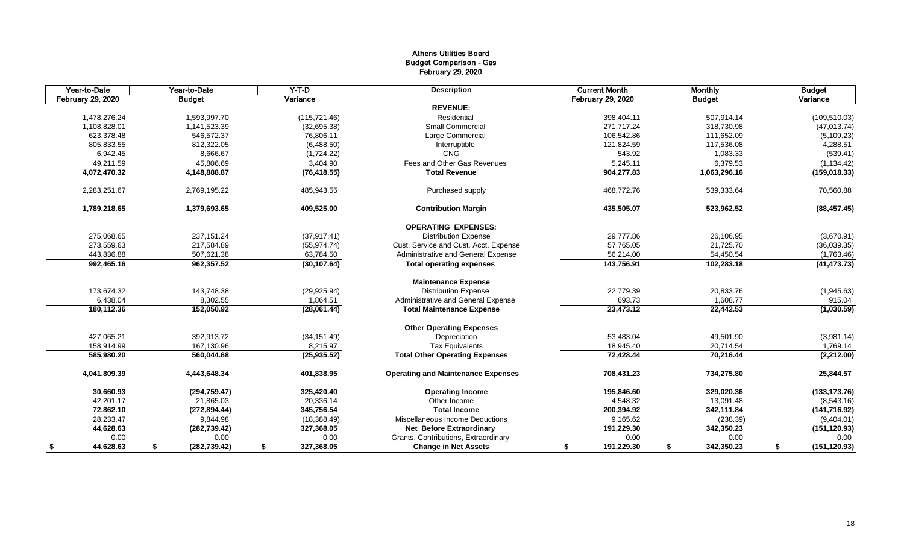**Athens Utilities Board**
**Budget Comparison - Gas**
**February 29, 2020**

| Year-to-Date February 29, 2020 | Year-to-Date Budget | Y-T-D Variance | Description | Current Month February 29, 2020 | Monthly Budget | Budget Variance |
|---|---|---|---|---|---|---|
| | | | **REVENUE:** | | | |
| 1,478,276.24 | 1,593,997.70 | (115,721.46) | Residential | 398,404.11 | 507,914.14 | (109,510.03) |
| 1,108,828.01 | 1,141,523.39 | (32,695.38) | Small Commercial | 271,717.24 | 318,730.98 | (47,013.74) |
| 623,378.48 | 546,572.37 | 76,806.11 | Large Commercial | 106,542.86 | 111,652.09 | (5,109.23) |
| 805,833.55 | 812,322.05 | (6,488.50) | Interruptible | 121,824.59 | 117,536.08 | 4,288.51 |
| 6,942.45 | 8,666.67 | (1,724.22) | CNG | 543.92 | 1,083.33 | (539.41) |
| 49,211.59 | 45,806.69 | 3,404.90 | Fees and Other Gas Revenues | 5,245.11 | 6,379.53 | (1,134.42) |
| **4,072,470.32** | **4,148,888.87** | **(76,418.55)** | **Total Revenue** | **904,277.83** | **1,063,296.16** | **(159,018.33)** |
| 2,283,251.67 | 2,769,195.22 | 485,943.55 | Purchased supply | 468,772.76 | 539,333.64 | 70,560.88 |
| **1,789,218.65** | **1,379,693.65** | **409,525.00** | **Contribution Margin** | **435,505.07** | **523,962.52** | **(88,457.45)** |
| | | | **OPERATING EXPENSES:** | | | |
| 275,068.65 | 237,151.24 | (37,917.41) | Distribution Expense | 29,777.86 | 26,106.95 | (3,670.91) |
| 273,559.63 | 217,584.89 | (55,974.74) | Cust. Service and Cust. Acct. Expense | 57,765.05 | 21,725.70 | (36,039.35) |
| 443,836.88 | 507,621.38 | 63,784.50 | Administrative and General Expense | 56,214.00 | 54,450.54 | (1,763.46) |
| **992,465.16** | **962,357.52** | **(30,107.64)** | **Total operating expenses** | **143,756.91** | **102,283.18** | **(41,473.73)** |
| | | | **Maintenance Expense** | | | |
| 173,674.32 | 143,748.38 | (29,925.94) | Distribution Expense | 22,779.39 | 20,833.76 | (1,945.63) |
| 6,438.04 | 8,302.55 | 1,864.51 | Administrative and General Expense | 693.73 | 1,608.77 | 915.04 |
| **180,112.36** | **152,050.92** | **(28,061.44)** | **Total Maintenance Expense** | **23,473.12** | **22,442.53** | **(1,030.59)** |
| | | | **Other Operating Expenses** | | | |
| 427,065.21 | 392,913.72 | (34,151.49) | Depreciation | 53,483.04 | 49,501.90 | (3,981.14) |
| 158,914.99 | 167,130.96 | 8,215.97 | Tax Equivalents | 18,945.40 | 20,714.54 | 1,769.14 |
| **585,980.20** | **560,044.68** | **(25,935.52)** | **Total Other Operating Expenses** | **72,428.44** | **70,216.44** | **(2,212.00)** |
| **4,041,809.39** | **4,443,648.34** | **401,838.95** | **Operating and Maintenance Expenses** | **708,431.23** | **734,275.80** | **25,844.57** |
| **30,660.93** | **(294,759.47)** | **325,420.40** | **Operating Income** | **195,846.60** | **329,020.36** | **(133,173.76)** |
| 42,201.17 | 21,865.03 | 20,336.14 | Other Income | 4,548.32 | 13,091.48 | (8,543.16) |
| **72,862.10** | **(272,894.44)** | **345,756.54** | **Total Income** | **200,394.92** | **342,111.84** | **(141,716.92)** |
| 28,233.47 | 9,844.98 | (18,388.49) | Miscellaneous Income Deductions | 9,165.62 | (238.39) | (9,404.01) |
| **44,628.63** | **(282,739.42)** | **327,368.05** | **Net Before Extraordinary** | **191,229.30** | **342,350.23** | **(151,120.93)** |
| 0.00 | 0.00 | 0.00 | Grants, Contributions, Extraordinary | 0.00 | 0.00 | 0.00 |
| **$ 44,628.63** | **$ (282,739.42)** | **$ 327,368.05** | **Change in Net Assets** | **$ 191,229.30** | **$ 342,350.23** | **$ (151,120.93)** |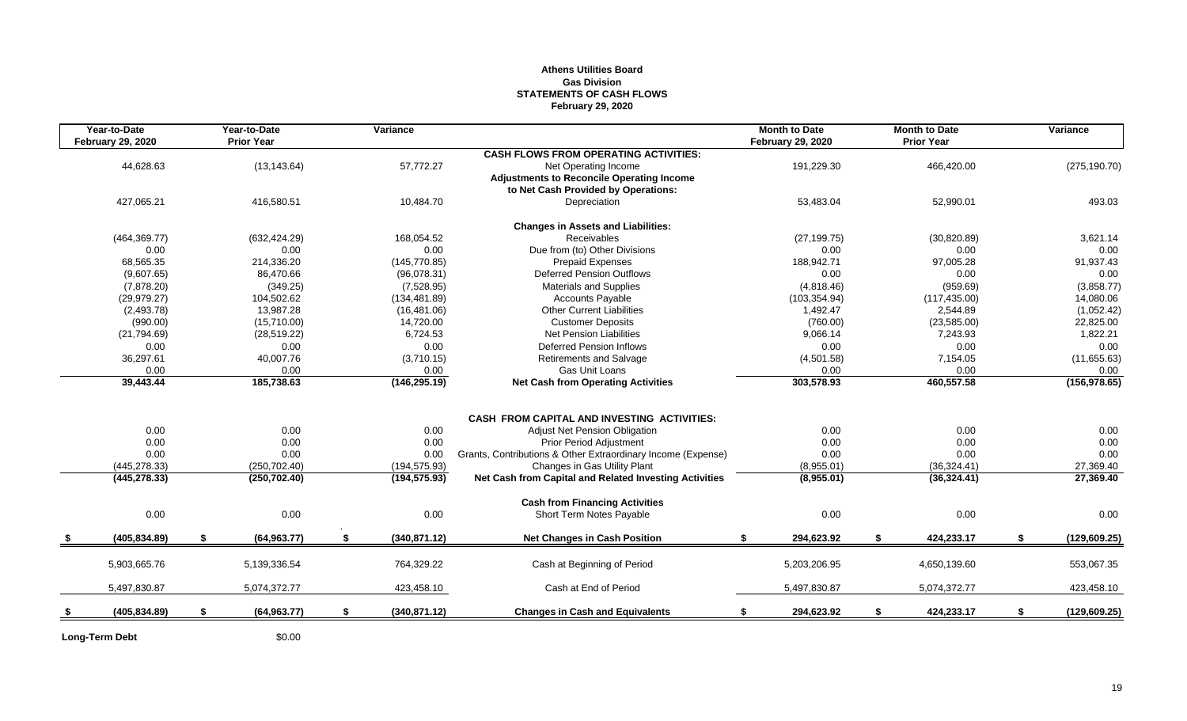**Athens Utilities Board**
**Gas Division**
**STATEMENTS OF CASH FLOWS**
**February 29, 2020**

| Year-to-Date February 29, 2020 | Year-to-Date Prior Year | Variance | | Month to Date February 29, 2020 | Month to Date Prior Year | Variance |
|---|---|---|---|---|---|---|
| | | | **CASH FLOWS FROM OPERATING ACTIVITIES:** | | | |
| 44,628.63 | (13,143.64) | 57,772.27 | Net Operating Income | 191,229.30 | 466,420.00 | (275,190.70) |
| | | | **Adjustments to Reconcile Operating Income to Net Cash Provided by Operations:** | | | |
| 427,065.21 | 416,580.51 | 10,484.70 | Depreciation | 53,483.04 | 52,990.01 | 493.03 |
| | | | **Changes in Assets and Liabilities:** | | | |
| (464,369.77) | (632,424.29) | 168,054.52 | Receivables | (27,199.75) | (30,820.89) | 3,621.14 |
| 0.00 | 0.00 | 0.00 | Due from (to) Other Divisions | 0.00 | 0.00 | 0.00 |
| 68,565.35 | 214,336.20 | (145,770.85) | Prepaid Expenses | 188,942.71 | 97,005.28 | 91,937.43 |
| (9,607.65) | 86,470.66 | (96,078.31) | Deferred Pension Outflows | 0.00 | 0.00 | 0.00 |
| (7,878.20) | (349.25) | (7,528.95) | Materials and Supplies | (4,818.46) | (959.69) | (3,858.77) |
| (29,979.27) | 104,502.62 | (134,481.89) | Accounts Payable | (103,354.94) | (117,435.00) | 14,080.06 |
| (2,493.78) | 13,987.28 | (16,481.06) | Other Current Liabilities | 1,492.47 | 2,544.89 | (1,052.42) |
| (990.00) | (15,710.00) | 14,720.00 | Customer Deposits | (760.00) | (23,585.00) | 22,825.00 |
| (21,794.69) | (28,519.22) | 6,724.53 | Net Pension Liabilities | 9,066.14 | 7,243.93 | 1,822.21 |
| 0.00 | 0.00 | 0.00 | Deferred Pension Inflows | 0.00 | 0.00 | 0.00 |
| 36,297.61 | 40,007.76 | (3,710.15) | Retirements and Salvage | (4,501.58) | 7,154.05 | (11,655.63) |
| 0.00 | 0.00 | 0.00 | Gas Unit Loans | 0.00 | 0.00 | 0.00 |
| **39,443.44** | **185,738.63** | **(146,295.19)** | **Net Cash from Operating Activities** | **303,578.93** | **460,557.58** | **(156,978.65)** |
| | | | **CASH FROM CAPITAL AND INVESTING ACTIVITIES:** | | | |
| 0.00 | 0.00 | 0.00 | Adjust Net Pension Obligation | 0.00 | 0.00 | 0.00 |
| 0.00 | 0.00 | 0.00 | Prior Period Adjustment | 0.00 | 0.00 | 0.00 |
| 0.00 | 0.00 | 0.00 | Grants, Contributions & Other Extraordinary Income (Expense) | 0.00 | 0.00 | 0.00 |
| (445,278.33) | (250,702.40) | (194,575.93) | Changes in Gas Utility Plant | (8,955.01) | (36,324.41) | 27,369.40 |
| **(445,278.33)** | **(250,702.40)** | **(194,575.93)** | **Net Cash from Capital and Related Investing Activities** | **(8,955.01)** | **(36,324.41)** | **27,369.40** |
| | | | **Cash from Financing Activities** | | | |
| 0.00 | 0.00 | 0.00 | Short Term Notes Payable | 0.00 | 0.00 | 0.00 |
| **$ (405,834.89)** | **$ (64,963.77)** | **$ (340,871.12)** | **Net Changes in Cash Position** | **$ 294,623.92** | **$ 424,233.17** | **$ (129,609.25)** |
| 5,903,665.76 | 5,139,336.54 | 764,329.22 | Cash at Beginning of Period | 5,203,206.95 | 4,650,139.60 | 553,067.35 |
| 5,497,830.87 | 5,074,372.77 | 423,458.10 | Cash at End of Period | 5,497,830.87 | 5,074,372.77 | 423,458.10 |
| **$ (405,834.89)** | **$ (64,963.77)** | **$ (340,871.12)** | **Changes in Cash and Equivalents** | **$ 294,623.92** | **$ 424,233.17** | **$ (129,609.25)** |

**Long-Term Debt** $0.00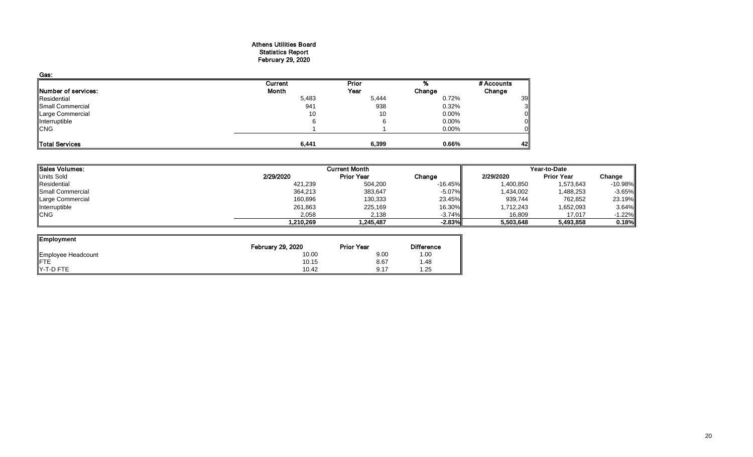# Athens Utilities Board
## Statistics Report
## February 29, 2020

**Gas:**

| Number of services: | Current Month | Prior Year | % Change | # Accounts Change |
|---|---|---|---|---|
| Residential | 5,483 | 5,444 | 0.72% | 39 |
| Small Commercial | 941 | 938 | 0.32% | 3 |
| Large Commercial | 10 | 10 | 0.00% | 0 |
| Interruptible | 6 | 6 | 0.00% | 0 |
| CNG | 1 | 1 | 0.00% | 0 |
| **Total Services** | **6,441** | **6,399** | **0.66%** | **42** |

| Sales Volumes: | Current Month | | | Year-to-Date | | |
|---|---|---|---|---|---|---|
| Units Sold | 2/29/2020 | Prior Year | Change | 2/29/2020 | Prior Year | Change |
| Residential | 421,239 | 504,200 | -16.45% | 1,400,850 | 1,573,643 | -10.98% |
| Small Commercial | 364,213 | 383,647 | -5.07% | 1,434,002 | 1,488,253 | -3.65% |
| Large Commercial | 160,896 | 130,333 | 23.45% | 939,744 | 762,852 | 23.19% |
| Interruptible | 261,863 | 225,169 | 16.30% | 1,712,243 | 1,652,093 | 3.64% |
| CNG | 2,058 | 2,138 | -3.74% | 16,809 | 17,017 | -1.22% |
| | **1,210,269** | **1,245,487** | **-2.83%** | **5,503,648** | **5,493,858** | **0.18%** |

| Employment | February 29, 2020 | Prior Year | Difference |
|---|---|---|---|
| Employee Headcount | 10.00 | 9.00 | 1.00 |
| FTE | 10.15 | 8.67 | 1.48 |
| Y-T-D FTE | 10.42 | 9.17 | 1.25 |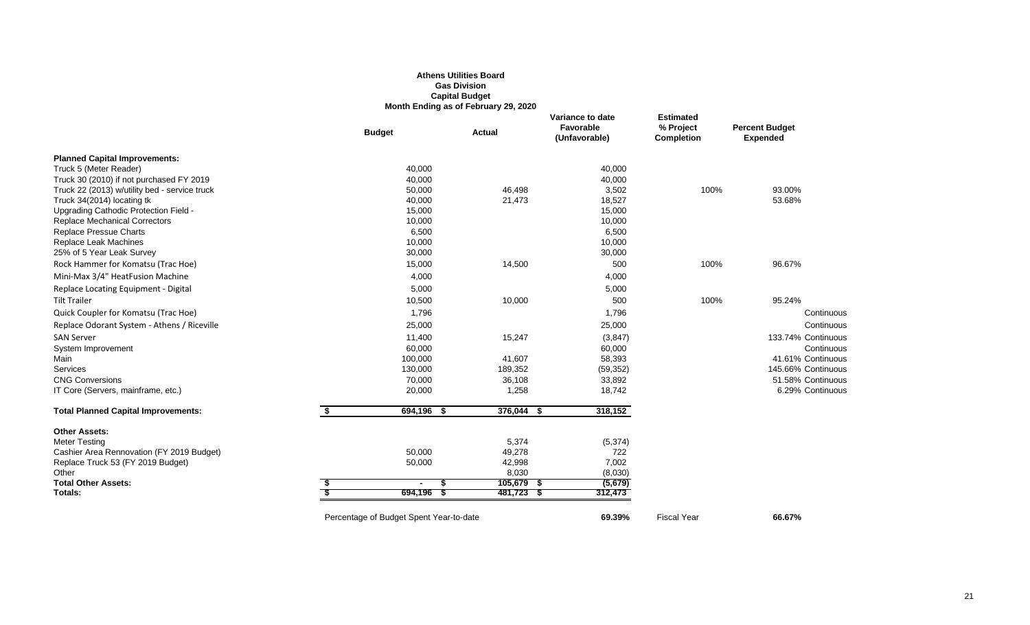**Athens Utilities Board**
**Gas Division**
**Capital Budget**
**Month Ending as of February 29, 2020**

| | Budget | Actual | Variance to date Favorable (Unfavorable) | Estimated % Project Completion | Percent Budget Expended | |
|---|---|---|---|---|---|---|
| **Planned Capital Improvements:** | | | | | | |
| Truck 5 (Meter Reader) | 40,000 | | 40,000 | | | |
| Truck 30 (2010) if not purchased FY 2019 | 40,000 | | 40,000 | | | |
| Truck 22 (2013) w/utility bed - service truck | 50,000 | 46,498 | 3,502 | 100% | 93.00% | |
| Truck 34(2014) locating tk | 40,000 | 21,473 | 18,527 | | 53.68% | |
| Upgrading Cathodic Protection Field - | 15,000 | | 15,000 | | | |
| Replace Mechanical Correctors | 10,000 | | 10,000 | | | |
| Replace Pressue Charts | 6,500 | | 6,500 | | | |
| Replace Leak Machines | 10,000 | | 10,000 | | | |
| 25% of 5 Year Leak Survey | 30,000 | | 30,000 | | | |
| Rock Hammer for Komatsu (Trac Hoe) | 15,000 | 14,500 | 500 | 100% | 96.67% | |
| Mini-Max 3/4" HeatFusion Machine | 4,000 | | 4,000 | | | |
| Replace Locating Equipment - Digital | 5,000 | | 5,000 | | | |
| Tilt Trailer | 10,500 | 10,000 | 500 | 100% | 95.24% | |
| Quick Coupler for Komatsu (Trac Hoe) | 1,796 | | 1,796 | | | Continuous |
| Replace Odorant System - Athens / Riceville | 25,000 | | 25,000 | | | Continuous |
| SAN Server | 11,400 | 15,247 | (3,847) | | 133.74% | Continuous |
| System Improvement | 60,000 | | 60,000 | | | Continuous |
| Main | 100,000 | 41,607 | 58,393 | | 41.61% | Continuous |
| Services | 130,000 | 189,352 | (59,352) | | 145.66% | Continuous |
| CNG Conversions | 70,000 | 36,108 | 33,892 | | 51.58% | Continuous |
| IT Core (Servers, mainframe, etc.) | 20,000 | 1,258 | 18,742 | | 6.29% | Continuous |
| **Total Planned Capital Improvements:** | $ 694,196 | $ 376,044 | $ 318,152 | | | |
| **Other Assets:** | | | | | | |
| Meter Testing | | 5,374 | (5,374) | | | |
| Cashier Area Rennovation (FY 2019 Budget) | 50,000 | 49,278 | 722 | | | |
| Replace Truck 53 (FY 2019 Budget) | 50,000 | 42,998 | 7,002 | | | |
| Other | | 8,030 | (8,030) | | | |
| **Total Other Assets:** | $ - | $ 105,679 | $ (5,679) | | | |
| **Totals:** | $ 694,196 | $ 481,723 | $ 312,473 | | | |
| | Percentage of Budget Spent Year-to-date | | **69.39%** | Fiscal Year | **66.67%** | |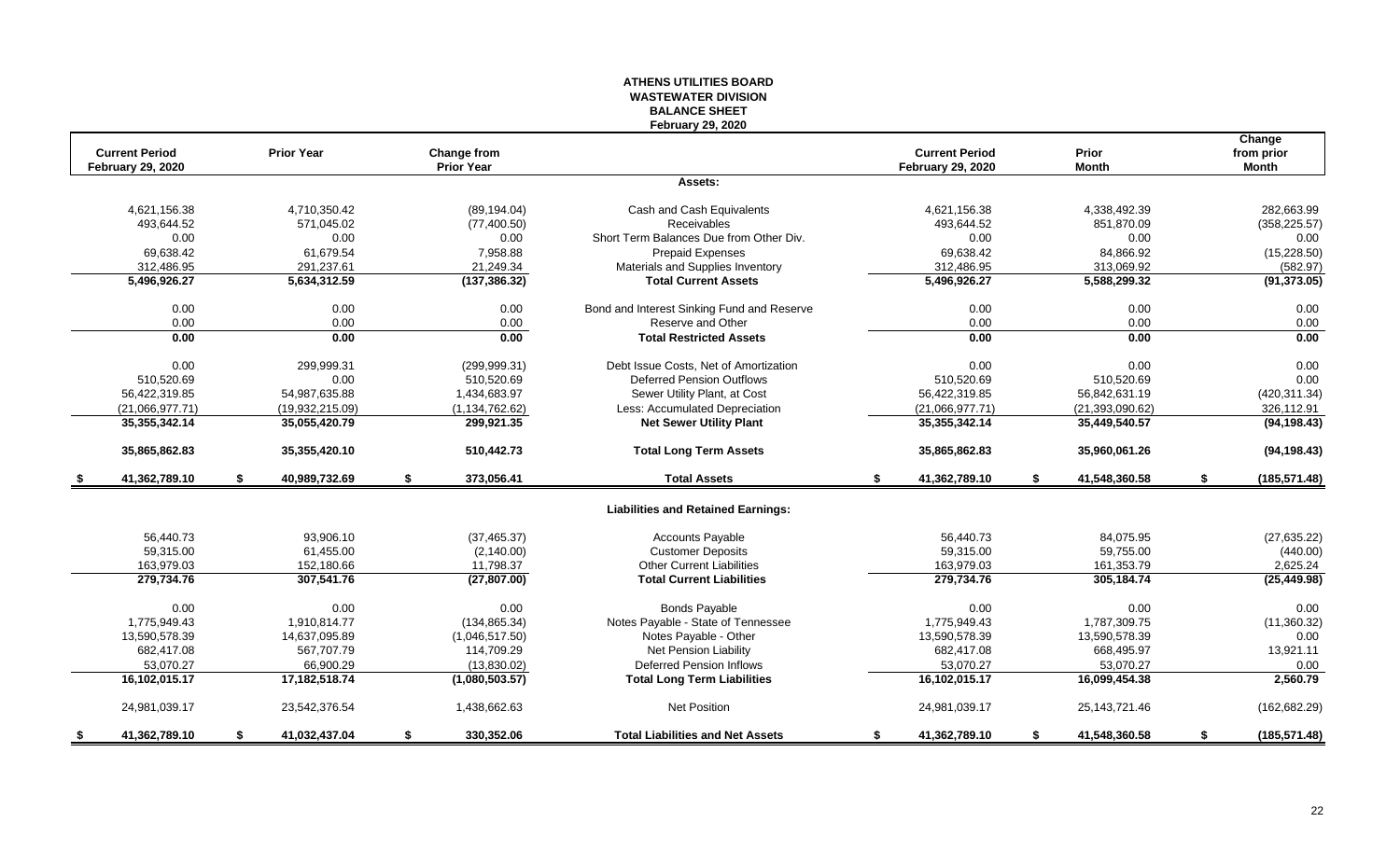# ATHENS UTILITIES BOARD
## WASTEWATER DIVISION
## BALANCE SHEET
### February 29, 2020

| Current Period February 29, 2020 | Prior Year | Change from Prior Year | | Current Period February 29, 2020 | Prior Month | Change from prior Month |
|---|---|---|---|---|---|---|
| | | | **Assets:** | | | |
| 4,621,156.38 | 4,710,350.42 | (89,194.04) | Cash and Cash Equivalents | 4,621,156.38 | 4,338,492.39 | 282,663.99 |
| 493,644.52 | 571,045.02 | (77,400.50) | Receivables | 493,644.52 | 851,870.09 | (358,225.57) |
| 0.00 | 0.00 | 0.00 | Short Term Balances Due from Other Div. | 0.00 | 0.00 | 0.00 |
| 69,638.42 | 61,679.54 | 7,958.88 | Prepaid Expenses | 69,638.42 | 84,866.92 | (15,228.50) |
| 312,486.95 | 291,237.61 | 21,249.34 | Materials and Supplies Inventory | 312,486.95 | 313,069.92 | (582.97) |
| **5,496,926.27** | **5,634,312.59** | **(137,386.32)** | **Total Current Assets** | **5,496,926.27** | **5,588,299.32** | **(91,373.05)** |
| 0.00 | 0.00 | 0.00 | Bond and Interest Sinking Fund and Reserve | 0.00 | 0.00 | 0.00 |
| 0.00 | 0.00 | 0.00 | Reserve and Other | 0.00 | 0.00 | 0.00 |
| **0.00** | **0.00** | **0.00** | **Total Restricted Assets** | **0.00** | **0.00** | **0.00** |
| 0.00 | 299,999.31 | (299,999.31) | Debt Issue Costs, Net of Amortization | 0.00 | 0.00 | 0.00 |
| 510,520.69 | 0.00 | 510,520.69 | Deferred Pension Outflows | 510,520.69 | 510,520.69 | 0.00 |
| 56,422,319.85 | 54,987,635.88 | 1,434,683.97 | Sewer Utility Plant, at Cost | 56,422,319.85 | 56,842,631.19 | (420,311.34) |
| (21,066,977.71) | (19,932,215.09) | (1,134,762.62) | Less: Accumulated Depreciation | (21,066,977.71) | (21,393,090.62) | 326,112.91 |
| **35,355,342.14** | **35,055,420.79** | **299,921.35** | **Net Sewer Utility Plant** | **35,355,342.14** | **35,449,540.57** | **(94,198.43)** |
| **35,865,862.83** | **35,355,420.10** | **510,442.73** | **Total Long Term Assets** | **35,865,862.83** | **35,960,061.26** | **(94,198.43)** |
| **$ 41,362,789.10** | **$ 40,989,732.69** | **$ 373,056.41** | **Total Assets** | **$ 41,362,789.10** | **$ 41,548,360.58** | **$ (185,571.48)** |
| | | | **Liabilities and Retained Earnings:** | | | |
| 56,440.73 | 93,906.10 | (37,465.37) | Accounts Payable | 56,440.73 | 84,075.95 | (27,635.22) |
| 59,315.00 | 61,455.00 | (2,140.00) | Customer Deposits | 59,315.00 | 59,755.00 | (440.00) |
| 163,979.03 | 152,180.66 | 11,798.37 | Other Current Liabilities | 163,979.03 | 161,353.79 | 2,625.24 |
| **279,734.76** | **307,541.76** | **(27,807.00)** | **Total Current Liabilities** | **279,734.76** | **305,184.74** | **(25,449.98)** |
| 0.00 | 0.00 | 0.00 | Bonds Payable | 0.00 | 0.00 | 0.00 |
| 1,775,949.43 | 1,910,814.77 | (134,865.34) | Notes Payable - State of Tennessee | 1,775,949.43 | 1,787,309.75 | (11,360.32) |
| 13,590,578.39 | 14,637,095.89 | (1,046,517.50) | Notes Payable - Other | 13,590,578.39 | 13,590,578.39 | 0.00 |
| 682,417.08 | 567,707.79 | 114,709.29 | Net Pension Liability | 682,417.08 | 668,495.97 | 13,921.11 |
| 53,070.27 | 66,900.29 | (13,830.02) | Deferred Pension Inflows | 53,070.27 | 53,070.27 | 0.00 |
| **16,102,015.17** | **17,182,518.74** | **(1,080,503.57)** | **Total Long Term Liabilities** | **16,102,015.17** | **16,099,454.38** | **2,560.79** |
| 24,981,039.17 | 23,542,376.54 | 1,438,662.63 | Net Position | 24,981,039.17 | 25,143,721.46 | (162,682.29) |
| **$ 41,362,789.10** | **$ 41,032,437.04** | **$ 330,352.06** | **Total Liabilities and Net Assets** | **$ 41,362,789.10** | **$ 41,548,360.58** | **$ (185,571.48)** |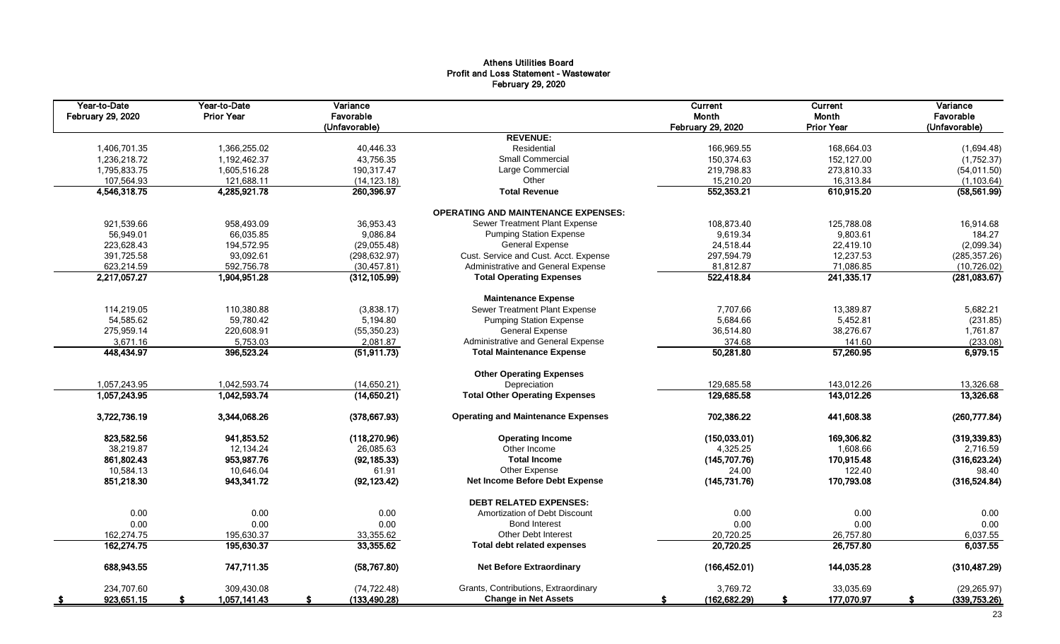# Athens Utilities Board
## Profit and Loss Statement - Wastewater
### February 29, 2020

| Year-to-Date February 29, 2020 | Year-to-Date Prior Year | Variance Favorable (Unfavorable) | | Current Month February 29, 2020 | Current Month Prior Year | Variance Favorable (Unfavorable) |
|---|---|---|---|---|---|---|
| | | | **REVENUE:** | | | |
| 1,406,701.35 | 1,366,255.02 | 40,446.33 | Residential | 166,969.55 | 168,664.03 | (1,694.48) |
| 1,236,218.72 | 1,192,462.37 | 43,756.35 | Small Commercial | 150,374.63 | 152,127.00 | (1,752.37) |
| 1,795,833.75 | 1,605,516.28 | 190,317.47 | Large Commercial | 219,798.83 | 273,810.33 | (54,011.50) |
| 107,564.93 | 121,688.11 | (14,123.18) | Other | 15,210.20 | 16,313.84 | (1,103.64) |
| **4,546,318.75** | **4,285,921.78** | **260,396.97** | **Total Revenue** | **552,353.21** | **610,915.20** | **(58,561.99)** |
| | | | **OPERATING AND MAINTENANCE EXPENSES:** | | | |
| 921,539.66 | 958,493.09 | 36,953.43 | Sewer Treatment Plant Expense | 108,873.40 | 125,788.08 | 16,914.68 |
| 56,949.01 | 66,035.85 | 9,086.84 | Pumping Station Expense | 9,619.34 | 9,803.61 | 184.27 |
| 223,628.43 | 194,572.95 | (29,055.48) | General Expense | 24,518.44 | 22,419.10 | (2,099.34) |
| 391,725.58 | 93,092.61 | (298,632.97) | Cust. Service and Cust. Acct. Expense | 297,594.79 | 12,237.53 | (285,357.26) |
| 623,214.59 | 592,756.78 | (30,457.81) | Administrative and General Expense | 81,812.87 | 71,086.85 | (10,726.02) |
| **2,217,057.27** | **1,904,951.28** | **(312,105.99)** | **Total Operating Expenses** | **522,418.84** | **241,335.17** | **(281,083.67)** |
| | | | **Maintenance Expense** | | | |
| 114,219.05 | 110,380.88 | (3,838.17) | Sewer Treatment Plant Expense | 7,707.66 | 13,389.87 | 5,682.21 |
| 54,585.62 | 59,780.42 | 5,194.80 | Pumping Station Expense | 5,684.66 | 5,452.81 | (231.85) |
| 275,959.14 | 220,608.91 | (55,350.23) | General Expense | 36,514.80 | 38,276.67 | 1,761.87 |
| 3,671.16 | 5,753.03 | 2,081.87 | Administrative and General Expense | 374.68 | 141.60 | (233.08) |
| **448,434.97** | **396,523.24** | **(51,911.73)** | **Total Maintenance Expense** | **50,281.80** | **57,260.95** | **6,979.15** |
| | | | **Other Operating Expenses** | | | |
| 1,057,243.95 | 1,042,593.74 | (14,650.21) | Depreciation | 129,685.58 | 143,012.26 | 13,326.68 |
| **1,057,243.95** | **1,042,593.74** | **(14,650.21)** | **Total Other Operating Expenses** | **129,685.58** | **143,012.26** | **13,326.68** |
| **3,722,736.19** | **3,344,068.26** | **(378,667.93)** | **Operating and Maintenance Expenses** | **702,386.22** | **441,608.38** | **(260,777.84)** |
| **823,582.56** | **941,853.52** | **(118,270.96)** | **Operating Income** | **(150,033.01)** | **169,306.82** | **(319,339.83)** |
| 38,219.87 | 12,134.24 | 26,085.63 | Other Income | 4,325.25 | 1,608.66 | 2,716.59 |
| **861,802.43** | **953,987.76** | **(92,185.33)** | **Total Income** | **(145,707.76)** | **170,915.48** | **(316,623.24)** |
| 10,584.13 | 10,646.04 | 61.91 | Other Expense | 24.00 | 122.40 | 98.40 |
| **851,218.30** | **943,341.72** | **(92,123.42)** | **Net Income Before Debt Expense** | **(145,731.76)** | **170,793.08** | **(316,524.84)** |
| | | | **DEBT RELATED EXPENSES:** | | | |
| 0.00 | 0.00 | 0.00 | Amortization of Debt Discount | 0.00 | 0.00 | 0.00 |
| 0.00 | 0.00 | 0.00 | Bond Interest | 0.00 | 0.00 | 0.00 |
| 162,274.75 | 195,630.37 | 33,355.62 | Other Debt Interest | 20,720.25 | 26,757.80 | 6,037.55 |
| **162,274.75** | **195,630.37** | **33,355.62** | **Total debt related expenses** | **20,720.25** | **26,757.80** | **6,037.55** |
| **688,943.55** | **747,711.35** | **(58,767.80)** | **Net Before Extraordinary** | **(166,452.01)** | **144,035.28** | **(310,487.29)** |
| 234,707.60 | 309,430.08 | (74,722.48) | Grants, Contributions, Extraordinary | 3,769.72 | 33,035.69 | (29,265.97) |
| **$ 923,651.15** | **$ 1,057,141.43** | **$ (133,490.28)** | **Change in Net Assets** | **$ (162,682.29)** | **$ 177,070.97** | **$ (339,753.26)** |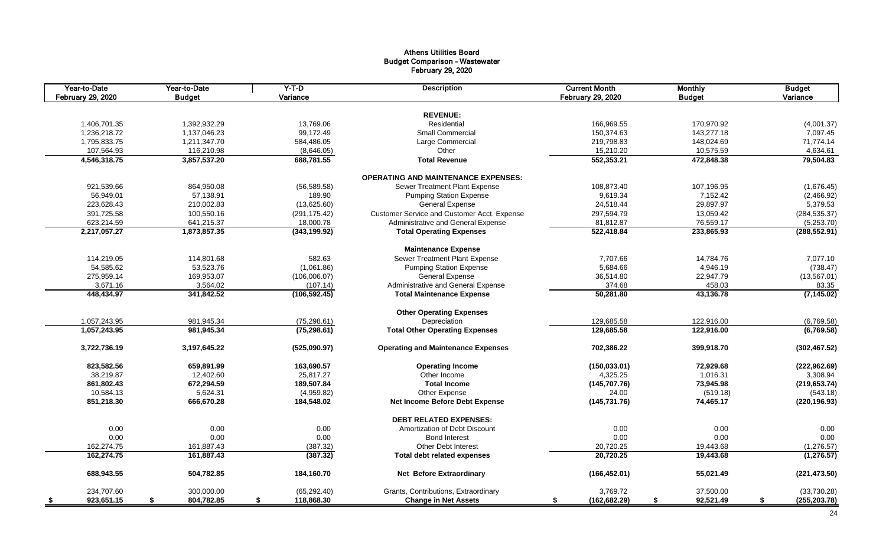# Athens Utilities Board
## Budget Comparison - Wastewater
### February 29, 2020

| Year-to-Date February 29, 2020 | Year-to-Date Budget | Y-T-D Variance | Description | Current Month February 29, 2020 | Monthly Budget | Budget Variance |
|---|---|---|---|---|---|---|
| | | | **REVENUE:** | | | |
| 1,406,701.35 | 1,392,932.29 | 13,769.06 | Residential | 166,969.55 | 170,970.92 | (4,001.37) |
| 1,236,218.72 | 1,137,046.23 | 99,172.49 | Small Commercial | 150,374.63 | 143,277.18 | 7,097.45 |
| 1,795,833.75 | 1,211,347.70 | 584,486.05 | Large Commercial | 219,798.83 | 148,024.69 | 71,774.14 |
| 107,564.93 | 116,210.98 | (8,646.05) | Other | 15,210.20 | 10,575.59 | 4,634.61 |
| **4,546,318.75** | **3,857,537.20** | **688,781.55** | **Total Revenue** | **552,353.21** | **472,848.38** | **79,504.83** |
| | | | **OPERATING AND MAINTENANCE EXPENSES:** | | | |
| 921,539.66 | 864,950.08 | (56,589.58) | Sewer Treatment Plant Expense | 108,873.40 | 107,196.95 | (1,676.45) |
| 56,949.01 | 57,138.91 | 189.90 | Pumping Station Expense | 9,619.34 | 7,152.42 | (2,466.92) |
| 223,628.43 | 210,002.83 | (13,625.60) | General Expense | 24,518.44 | 29,897.97 | 5,379.53 |
| 391,725.58 | 100,550.16 | (291,175.42) | Customer Service and Customer Acct. Expense | 297,594.79 | 13,059.42 | (284,535.37) |
| 623,214.59 | 641,215.37 | 18,000.78 | Administrative and General Expense | 81,812.87 | 76,559.17 | (5,253.70) |
| **2,217,057.27** | **1,873,857.35** | **(343,199.92)** | **Total Operating Expenses** | **522,418.84** | **233,865.93** | **(288,552.91)** |
| | | | **Maintenance Expense** | | | |
| 114,219.05 | 114,801.68 | 582.63 | Sewer Treatment Plant Expense | 7,707.66 | 14,784.76 | 7,077.10 |
| 54,585.62 | 53,523.76 | (1,061.86) | Pumping Station Expense | 5,684.66 | 4,946.19 | (738.47) |
| 275,959.14 | 169,953.07 | (106,006.07) | General Expense | 36,514.80 | 22,947.79 | (13,567.01) |
| 3,671.16 | 3,564.02 | (107.14) | Administrative and General Expense | 374.68 | 458.03 | 83.35 |
| **448,434.97** | **341,842.52** | **(106,592.45)** | **Total Maintenance Expense** | **50,281.80** | **43,136.78** | **(7,145.02)** |
| | | | **Other Operating Expenses** | | | |
| 1,057,243.95 | 981,945.34 | (75,298.61) | Depreciation | 129,685.58 | 122,916.00 | (6,769.58) |
| **1,057,243.95** | **981,945.34** | **(75,298.61)** | **Total Other Operating Expenses** | **129,685.58** | **122,916.00** | **(6,769.58)** |
| **3,722,736.19** | **3,197,645.22** | **(525,090.97)** | **Operating and Maintenance Expenses** | **702,386.22** | **399,918.70** | **(302,467.52)** |
| **823,582.56** | **659,891.99** | **163,690.57** | **Operating Income** | **(150,033.01)** | **72,929.68** | **(222,962.69)** |
| 38,219.87 | 12,402.60 | 25,817.27 | Other Income | 4,325.25 | 1,016.31 | 3,308.94 |
| **861,802.43** | **672,294.59** | **189,507.84** | **Total Income** | **(145,707.76)** | **73,945.98** | **(219,653.74)** |
| 10,584.13 | 5,624.31 | (4,959.82) | Other Expense | 24.00 | (519.18) | (543.18) |
| **851,218.30** | **666,670.28** | **184,548.02** | **Net Income Before Debt Expense** | **(145,731.76)** | **74,465.17** | **(220,196.93)** |
| | | | **DEBT RELATED EXPENSES:** | | | |
| 0.00 | 0.00 | 0.00 | Amortization of Debt Discount | 0.00 | 0.00 | 0.00 |
| 0.00 | 0.00 | 0.00 | Bond Interest | 0.00 | 0.00 | 0.00 |
| 162,274.75 | 161,887.43 | (387.32) | Other Debt Interest | 20,720.25 | 19,443.68 | (1,276.57) |
| **162,274.75** | **161,887.43** | **(387.32)** | **Total debt related expenses** | **20,720.25** | **19,443.68** | **(1,276.57)** |
| **688,943.55** | **504,782.85** | **184,160.70** | **Net Before Extraordinary** | **(166,452.01)** | **55,021.49** | **(221,473.50)** |
| 234,707.60 | 300,000.00 | (65,292.40) | Grants, Contributions, Extraordinary | 3,769.72 | 37,500.00 | (33,730.28) |
| **$ 923,651.15** | **$ 804,782.85** | **$ 118,868.30** | **Change in Net Assets** | **$ (162,682.29)** | **$ 92,521.49** | **$ (255,203.78)** |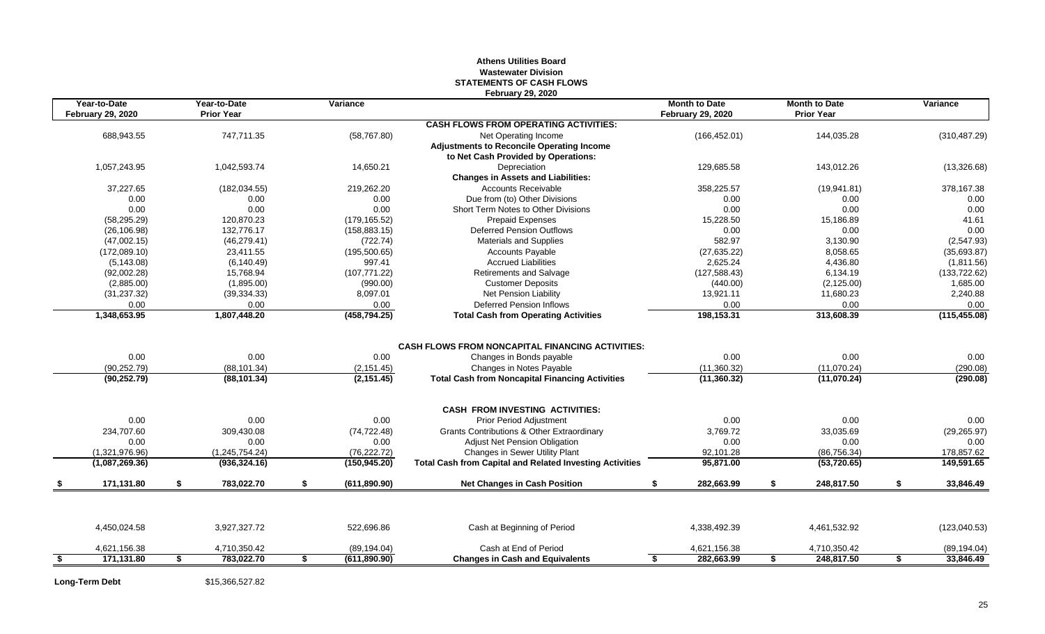# Athens Utilities Board
## Wastewater Division
## STATEMENTS OF CASH FLOWS
### February 29, 2020

| Year-to-Date February 29, 2020 | Year-to-Date Prior Year | Variance | | Month to Date February 29, 2020 | Month to Date Prior Year | Variance |
|---|---|---|---|---|---|---|
| | | | **CASH FLOWS FROM OPERATING ACTIVITIES:** | | | |
| 688,943.55 | 747,711.35 | (58,767.80) | Net Operating Income | (166,452.01) | 144,035.28 | (310,487.29) |
| | | | **Adjustments to Reconcile Operating Income to Net Cash Provided by Operations:** | | | |
| 1,057,243.95 | 1,042,593.74 | 14,650.21 | Depreciation | 129,685.58 | 143,012.26 | (13,326.68) |
| | | | **Changes in Assets and Liabilities:** | | | |
| 37,227.65 | (182,034.55) | 219,262.20 | Accounts Receivable | 358,225.57 | (19,941.81) | 378,167.38 |
| 0.00 | 0.00 | 0.00 | Due from (to) Other Divisions | 0.00 | 0.00 | 0.00 |
| 0.00 | 0.00 | 0.00 | Short Term Notes to Other Divisions | 0.00 | 0.00 | 0.00 |
| (58,295.29) | 120,870.23 | (179,165.52) | Prepaid Expenses | 15,228.50 | 15,186.89 | 41.61 |
| (26,106.98) | 132,776.17 | (158,883.15) | Deferred Pension Outflows | 0.00 | 0.00 | 0.00 |
| (47,002.15) | (46,279.41) | (722.74) | Materials and Supplies | 582.97 | 3,130.90 | (2,547.93) |
| (172,089.10) | 23,411.55 | (195,500.65) | Accounts Payable | (27,635.22) | 8,058.65 | (35,693.87) |
| (5,143.08) | (6,140.49) | 997.41 | Accrued Liabilities | 2,625.24 | 4,436.80 | (1,811.56) |
| (92,002.28) | 15,768.94 | (107,771.22) | Retirements and Salvage | (127,588.43) | 6,134.19 | (133,722.62) |
| (2,885.00) | (1,895.00) | (990.00) | Customer Deposits | (440.00) | (2,125.00) | 1,685.00 |
| (31,237.32) | (39,334.33) | 8,097.01 | Net Pension Liability | 13,921.11 | 11,680.23 | 2,240.88 |
| 0.00 | 0.00 | 0.00 | Deferred Pension Inflows | 0.00 | 0.00 | 0.00 |
| **1,348,653.95** | **1,807,448.20** | **(458,794.25)** | **Total Cash from Operating Activities** | **198,153.31** | **313,608.39** | **(115,455.08)** |
| | | | **CASH FLOWS FROM NONCAPITAL FINANCING ACTIVITIES:** | | | |
| 0.00 | 0.00 | 0.00 | Changes in Bonds payable | 0.00 | 0.00 | 0.00 |
| (90,252.79) | (88,101.34) | (2,151.45) | Changes in Notes Payable | (11,360.32) | (11,070.24) | (290.08) |
| **(90,252.79)** | **(88,101.34)** | **(2,151.45)** | **Total Cash from Noncapital Financing Activities** | **(11,360.32)** | **(11,070.24)** | **(290.08)** |
| | | | **CASH FROM INVESTING ACTIVITIES:** | | | |
| 0.00 | 0.00 | 0.00 | Prior Period Adjustment | 0.00 | 0.00 | 0.00 |
| 234,707.60 | 309,430.08 | (74,722.48) | Grants Contributions & Other Extraordinary | 3,769.72 | 33,035.69 | (29,265.97) |
| 0.00 | 0.00 | 0.00 | Adjust Net Pension Obligation | 0.00 | 0.00 | 0.00 |
| (1,321,976.96) | (1,245,754.24) | (76,222.72) | Changes in Sewer Utility Plant | 92,101.28 | (86,756.34) | 178,857.62 |
| **(1,087,269.36)** | **(936,324.16)** | **(150,945.20)** | **Total Cash from Capital and Related Investing Activities** | **95,871.00** | **(53,720.65)** | **149,591.65** |
| **$ 171,131.80** | **$ 783,022.70** | **$ (611,890.90)** | **Net Changes in Cash Position** | **$ 282,663.99** | **$ 248,817.50** | **$ 33,846.49** |
| 4,450,024.58 | 3,927,327.72 | 522,696.86 | Cash at Beginning of Period | 4,338,492.39 | 4,461,532.92 | (123,040.53) |
| 4,621,156.38 | 4,710,350.42 | (89,194.04) | Cash at End of Period | 4,621,156.38 | 4,710,350.42 | (89,194.04) |
| **$ 171,131.80** | **$ 783,022.70** | **$ (611,890.90)** | **Changes in Cash and Equivalents** | **$ 282,663.99** | **$ 248,817.50** | **$ 33,846.49** |

**Long-Term Debt** $15,366,527.82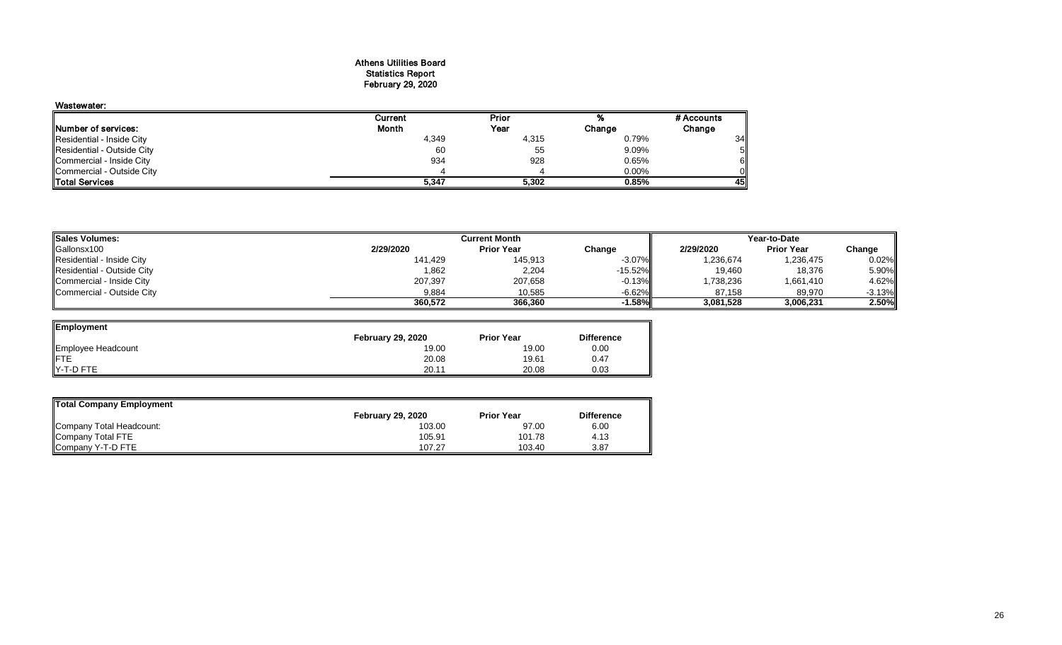# Athens Utilities Board
## Statistics Report
## February 29, 2020

### Wastewater:

| Number of services: | Current Month | Prior Year | % Change | # Accounts Change |
|---|---|---|---|---|
| Residential - Inside City | 4,349 | 4,315 | 0.79% | 34 |
| Residential - Outside City | 60 | 55 | 9.09% | 5 |
| Commercial - Inside City | 934 | 928 | 0.65% | 6 |
| Commercial - Outside City | 4 | 4 | 0.00% | 0 |
| **Total Services** | **5,347** | **5,302** | **0.85%** | **45** |

| Sales Volumes: | Current Month | | | Year-to-Date | | |
|---|---|---|---|---|---|---|
| Gallonsx100 | 2/29/2020 | Prior Year | Change | 2/29/2020 | Prior Year | Change |
| Residential - Inside City | 141,429 | 145,913 | -3.07% | 1,236,674 | 1,236,475 | 0.02% |
| Residential - Outside City | 1,862 | 2,204 | -15.52% | 19,460 | 18,376 | 5.90% |
| Commercial - Inside City | 207,397 | 207,658 | -0.13% | 1,738,236 | 1,661,410 | 4.62% |
| Commercial - Outside City | 9,884 | 10,585 | -6.62% | 87,158 | 89,970 | -3.13% |
| | **360,572** | **366,360** | **-1.58%** | **3,081,528** | **3,006,231** | **2.50%** |

| Employment | February 29, 2020 | Prior Year | Difference |
|---|---|---|---|
| Employee Headcount | 19.00 | 19.00 | 0.00 |
| FTE | 20.08 | 19.61 | 0.47 |
| Y-T-D FTE | 20.11 | 20.08 | 0.03 |

| Total Company Employment | February 29, 2020 | Prior Year | Difference |
|---|---|---|---|
| Company Total Headcount: | 103.00 | 97.00 | 6.00 |
| Company Total FTE | 105.91 | 101.78 | 4.13 |
| Company Y-T-D FTE | 107.27 | 103.40 | 3.87 |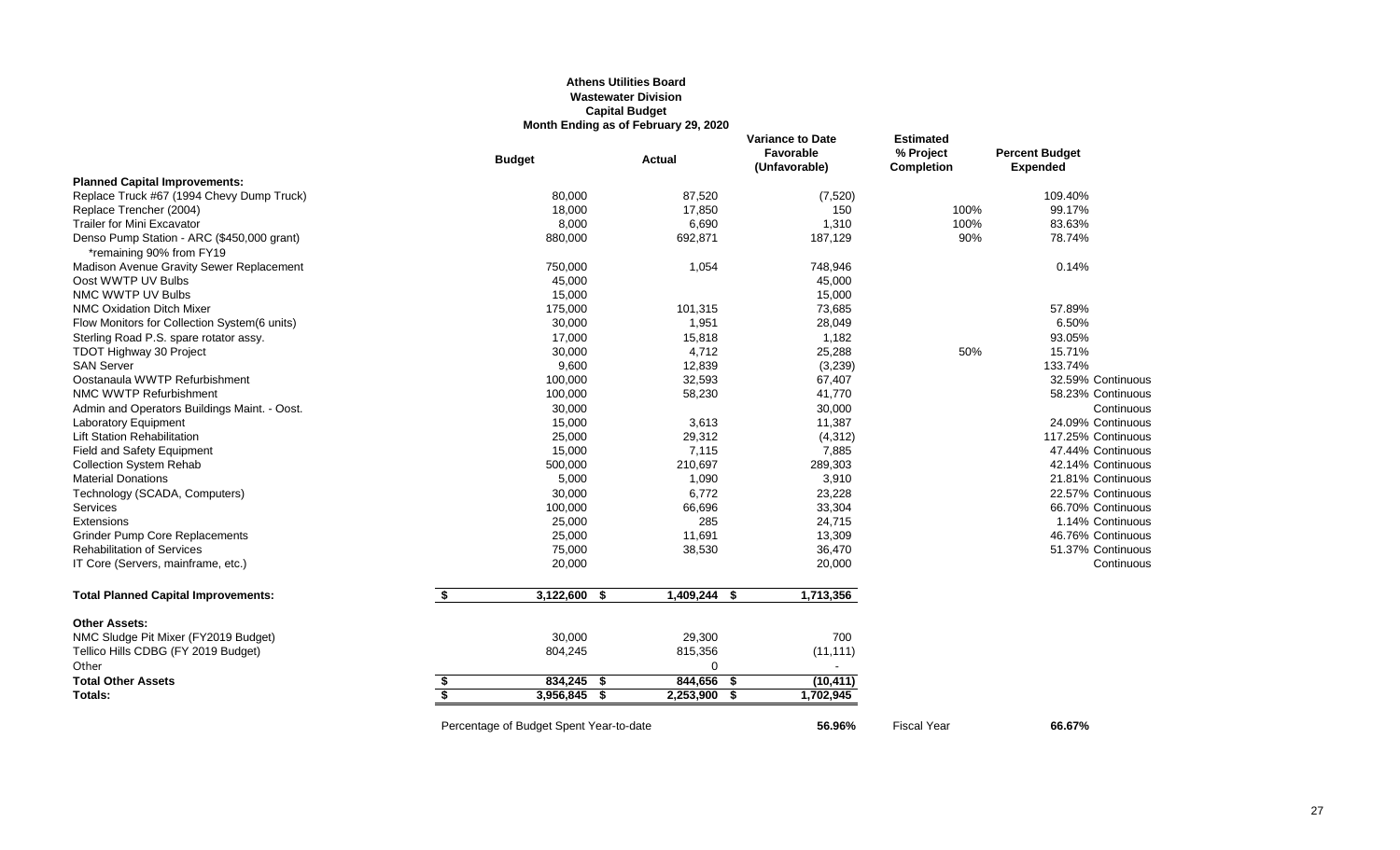**Athens Utilities Board**
**Wastewater Division**
**Capital Budget**
**Month Ending as of February 29, 2020**

| | Budget | Actual | Variance to Date Favorable (Unfavorable) | Estimated % Project Completion | Percent Budget Expended | |
|---|---|---|---|---|---|---|
| **Planned Capital Improvements:** | | | | | | |
| Replace Truck #67 (1994 Chevy Dump Truck) | 80,000 | 87,520 | (7,520) | | 109.40% | |
| Replace Trencher (2004) | 18,000 | 17,850 | 150 | 100% | 99.17% | |
| Trailer for Mini Excavator | 8,000 | 6,690 | 1,310 | 100% | 83.63% | |
| Denso Pump Station - ARC ($450,000 grant) *remaining 90% from FY19 | 880,000 | 692,871 | 187,129 | 90% | 78.74% | |
| Madison Avenue Gravity Sewer Replacement | 750,000 | 1,054 | 748,946 | | 0.14% | |
| Oost WWTP UV Bulbs | 45,000 | | 45,000 | | | |
| NMC WWTP UV Bulbs | 15,000 | | 15,000 | | | |
| NMC Oxidation Ditch Mixer | 175,000 | 101,315 | 73,685 | | 57.89% | |
| Flow Monitors for Collection System(6 units) | 30,000 | 1,951 | 28,049 | | 6.50% | |
| Sterling Road P.S. spare rotator assy. | 17,000 | 15,818 | 1,182 | | 93.05% | |
| TDOT Highway 30 Project | 30,000 | 4,712 | 25,288 | 50% | 15.71% | |
| SAN Server | 9,600 | 12,839 | (3,239) | | 133.74% | |
| Oostanaula WWTP Refurbishment | 100,000 | 32,593 | 67,407 | | 32.59% | Continuous |
| NMC WWTP Refurbishment | 100,000 | 58,230 | 41,770 | | 58.23% | Continuous |
| Admin and Operators Buildings Maint. - Oost. | 30,000 | | 30,000 | | | Continuous |
| Laboratory Equipment | 15,000 | 3,613 | 11,387 | | 24.09% | Continuous |
| Lift Station Rehabilitation | 25,000 | 29,312 | (4,312) | | 117.25% | Continuous |
| Field and Safety Equipment | 15,000 | 7,115 | 7,885 | | 47.44% | Continuous |
| Collection System Rehab | 500,000 | 210,697 | 289,303 | | 42.14% | Continuous |
| Material Donations | 5,000 | 1,090 | 3,910 | | 21.81% | Continuous |
| Technology (SCADA, Computers) | 30,000 | 6,772 | 23,228 | | 22.57% | Continuous |
| Services | 100,000 | 66,696 | 33,304 | | 66.70% | Continuous |
| Extensions | 25,000 | 285 | 24,715 | | 1.14% | Continuous |
| Grinder Pump Core Replacements | 25,000 | 11,691 | 13,309 | | 46.76% | Continuous |
| Rehabilitation of Services | 75,000 | 38,530 | 36,470 | | 51.37% | Continuous |
| IT Core (Servers, mainframe, etc.) | 20,000 | | 20,000 | | | Continuous |
| **Total Planned Capital Improvements:** | **$ 3,122,600** | **$ 1,409,244** | **$ 1,713,356** | | | |
| **Other Assets:** | | | | | | |
| NMC Sludge Pit Mixer (FY2019 Budget) | 30,000 | 29,300 | 700 | | | |
| Tellico Hills CDBG (FY 2019 Budget) | 804,245 | 815,356 | (11,111) | | | |
| Other | | 0 | - | | | |
| **Total Other Assets** | **$ 834,245** | **$ 844,656** | **$ (10,411)** | | | |
| **Totals:** | **$ 3,956,845** | **$ 2,253,900** | **$ 1,702,945** | | | |

Percentage of Budget Spent Year-to-date **56.96%** Fiscal Year **66.67%**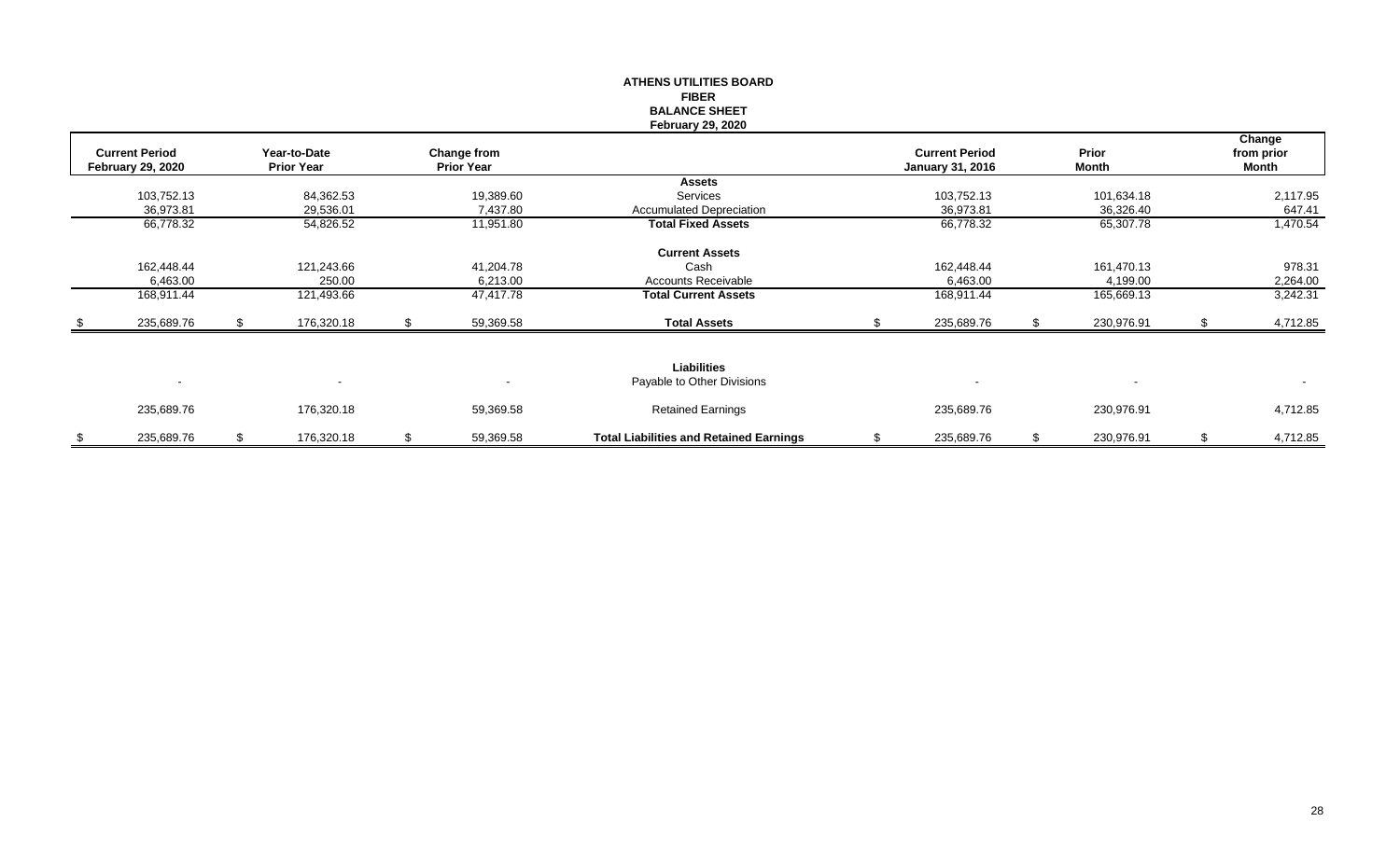**ATHENS UTILITIES BOARD**
**FIBER**
**BALANCE SHEET**
**February 29, 2020**

| Current Period February 29, 2020 | Year-to-Date Prior Year | Change from Prior Year | | Current Period January 31, 2016 | Prior Month | Change from prior Month |
|---|---|---|---|---|---|---|
| | | | **Assets** | | | |
| 103,752.13 | 84,362.53 | 19,389.60 | Services | 103,752.13 | 101,634.18 | 2,117.95 |
| 36,973.81 | 29,536.01 | 7,437.80 | Accumulated Depreciation | 36,973.81 | 36,326.40 | 647.41 |
| 66,778.32 | 54,826.52 | 11,951.80 | **Total Fixed Assets** | 66,778.32 | 65,307.78 | 1,470.54 |
| | | | **Current Assets** | | | |
| 162,448.44 | 121,243.66 | 41,204.78 | Cash | 162,448.44 | 161,470.13 | 978.31 |
| 6,463.00 | 250.00 | 6,213.00 | Accounts Receivable | 6,463.00 | 4,199.00 | 2,264.00 |
| 168,911.44 | 121,493.66 | 47,417.78 | **Total Current Assets** | 168,911.44 | 165,669.13 | 3,242.31 |
| $ 235,689.76 | $ 176,320.18 | $ 59,369.58 | **Total Assets** | $ 235,689.76 | $ 230,976.91 | $ 4,712.85 |
| | | | **Liabilities** | | | |
| - | - | - | Payable to Other Divisions | - | - | - |
| 235,689.76 | 176,320.18 | 59,369.58 | Retained Earnings | 235,689.76 | 230,976.91 | 4,712.85 |
| $ 235,689.76 | $ 176,320.18 | $ 59,369.58 | **Total Liabilities and Retained Earnings** | $ 235,689.76 | $ 230,976.91 | $ 4,712.85 |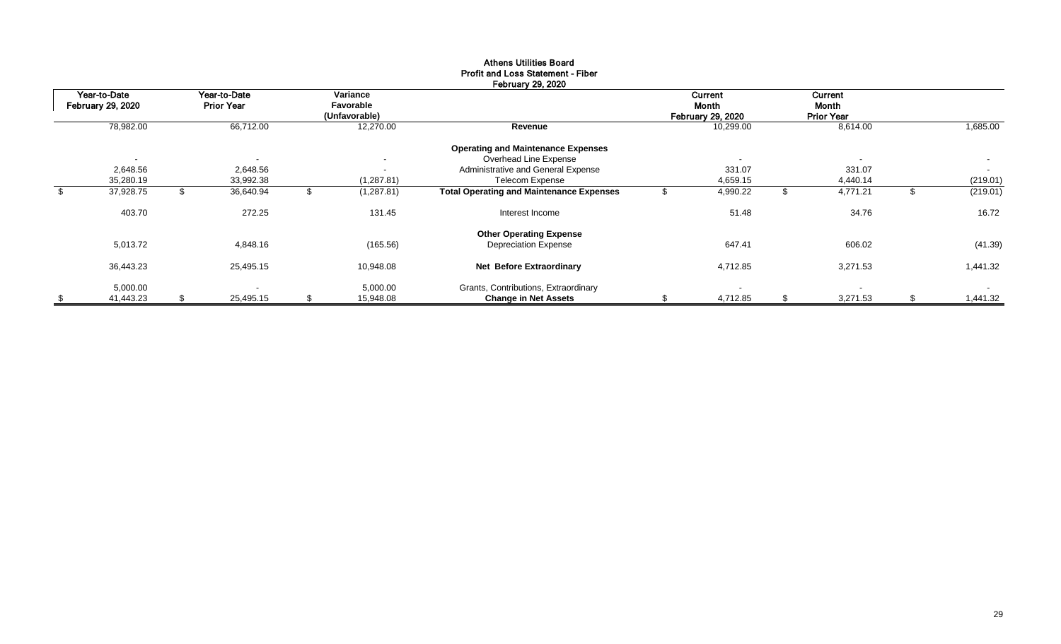# Athens Utilities Board
## Profit and Loss Statement - Fiber
### February 29, 2020

| Year-to-Date February 29, 2020 | Year-to-Date Prior Year | Variance Favorable (Unfavorable) | | Current Month February 29, 2020 | Current Month Prior Year | |
|---|---|---|---|---|---|---|
| 78,982.00 | 66,712.00 | 12,270.00 | **Revenue** | 10,299.00 | 8,614.00 | 1,685.00 |
| | | | **Operating and Maintenance Expenses** | | | |
| - | - | - | Overhead Line Expense | - | - | - |
| 2,648.56 | 2,648.56 | - | Administrative and General Expense | 331.07 | 331.07 | - |
| 35,280.19 | 33,992.38 | (1,287.81) | Telecom Expense | 4,659.15 | 4,440.14 | (219.01) |
| $ 37,928.75 | $ 36,640.94 | $ (1,287.81) | **Total Operating and Maintenance Expenses** | $ 4,990.22 | $ 4,771.21 | $ (219.01) |
| 403.70 | 272.25 | 131.45 | Interest Income | 51.48 | 34.76 | 16.72 |
| | | | **Other Operating Expense** | | | |
| 5,013.72 | 4,848.16 | (165.56) | Depreciation Expense | 647.41 | 606.02 | (41.39) |
| 36,443.23 | 25,495.15 | 10,948.08 | **Net Before Extraordinary** | 4,712.85 | 3,271.53 | 1,441.32 |
| 5,000.00 | - | 5,000.00 | Grants, Contributions, Extraordinary | - | - | - |
| $ 41,443.23 | $ 25,495.15 | $ 15,948.08 | **Change in Net Assets** | $ 4,712.85 | $ 3,271.53 | $ 1,441.32 |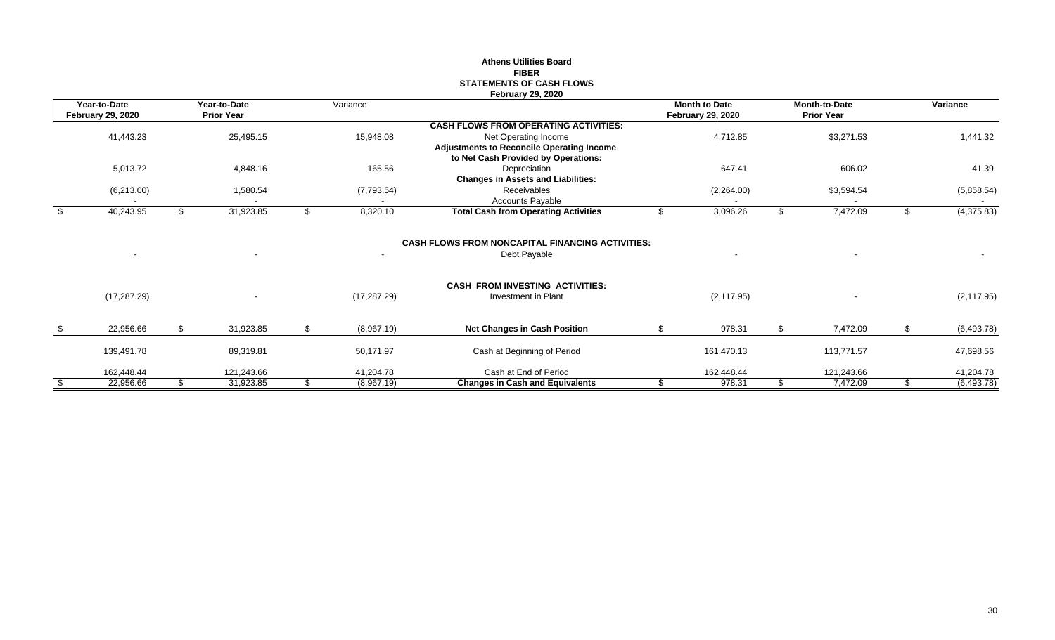**Athens Utilities Board**
**FIBER**
**STATEMENTS OF CASH FLOWS**
**February 29, 2020**

| Year-to-Date February 29, 2020 | Year-to-Date Prior Year | Variance | | Month to Date February 29, 2020 | Month-to-Date Prior Year | Variance |
|---|---|---|---|---|---|---|
| | | | **CASH FLOWS FROM OPERATING ACTIVITIES:** | | | |
| 41,443.23 | 25,495.15 | 15,948.08 | Net Operating Income | 4,712.85 | $3,271.53 | 1,441.32 |
| | | | **Adjustments to Reconcile Operating Income** | | | |
| | | | **to Net Cash Provided by Operations:** | | | |
| 5,013.72 | 4,848.16 | 165.56 | Depreciation | 647.41 | 606.02 | 41.39 |
| | | | **Changes in Assets and Liabilities:** | | | |
| (6,213.00) | 1,580.54 | (7,793.54) | Receivables | (2,264.00) | $3,594.54 | (5,858.54) |
| - | - | - | Accounts Payable | - | - | - |
| $ 40,243.95 | $ 31,923.85 | $ 8,320.10 | **Total Cash from Operating Activities** | $ 3,096.26 | $ 7,472.09 | $ (4,375.83) |
| | | | **CASH FLOWS FROM NONCAPITAL FINANCING ACTIVITIES:** | | | |
| - | - | - | Debt Payable | - | - | - |
| | | | **CASH FROM INVESTING ACTIVITIES:** | | | |
| (17,287.29) | - | (17,287.29) | Investment in Plant | (2,117.95) | - | (2,117.95) |
| $ 22,956.66 | $ 31,923.85 | $ (8,967.19) | **Net Changes in Cash Position** | $ 978.31 | $ 7,472.09 | $ (6,493.78) |
| 139,491.78 | 89,319.81 | 50,171.97 | Cash at Beginning of Period | 161,470.13 | 113,771.57 | 47,698.56 |
| 162,448.44 | 121,243.66 | 41,204.78 | Cash at End of Period | 162,448.44 | 121,243.66 | 41,204.78 |
| $ 22,956.66 | $ 31,923.85 | $ (8,967.19) | **Changes in Cash and Equivalents** | $ 978.31 | $ 7,472.09 | $ (6,493.78) |